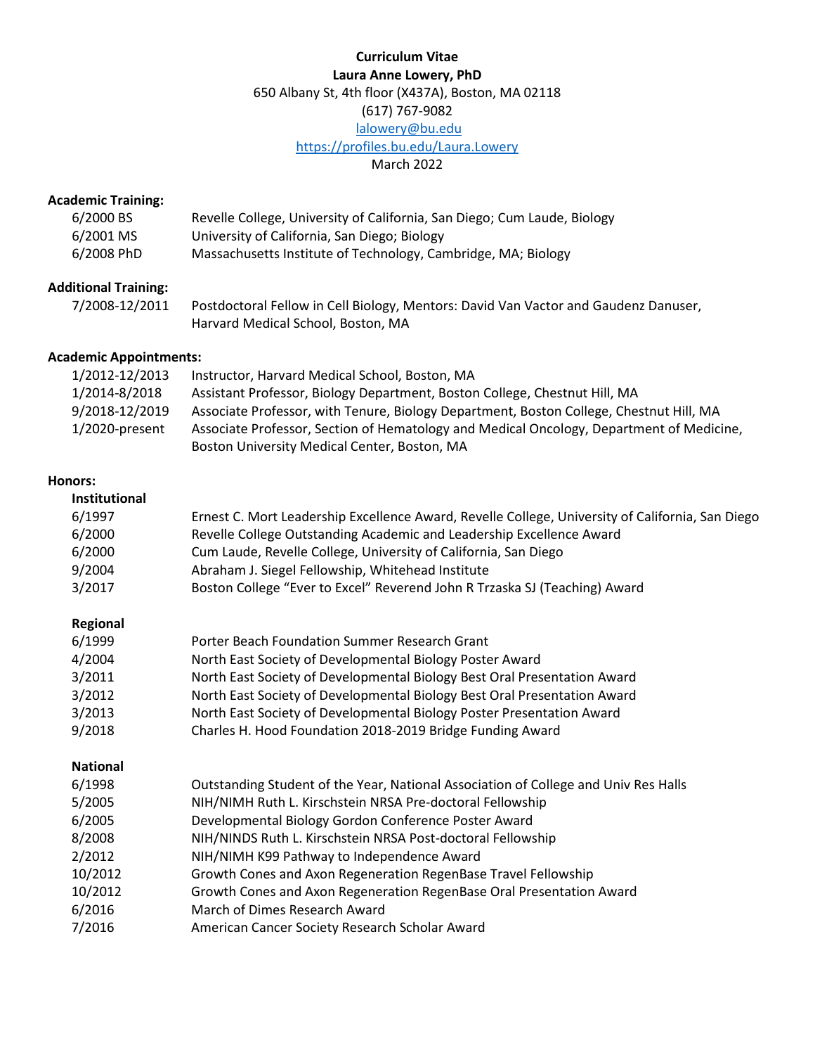**Curriculum Vitae**

**Laura Anne Lowery, PhD**

650 Albany St, 4th floor (X437A), Boston, MA 02118

(617) 767-9082

lalowery@bu.edu

https://profiles.bu.edu/Laura.Lowery

March 2022

**Academic Training:**

| | |
|---|---|
| 6/2000 BS | Revelle College, University of California, San Diego; Cum Laude, Biology |
| 6/2001 MS | University of California, San Diego; Biology |
| 6/2008 PhD | Massachusetts Institute of Technology, Cambridge, MA; Biology |

**Additional Training:**

| | |
|---|---|
| 7/2008-12/2011 | Postdoctoral Fellow in Cell Biology, Mentors: David Van Vactor and Gaudenz Danuser, Harvard Medical School, Boston, MA |

**Academic Appointments:**

| | |
|---|---|
| 1/2012-12/2013 | Instructor, Harvard Medical School, Boston, MA |
| 1/2014-8/2018 | Assistant Professor, Biology Department, Boston College, Chestnut Hill, MA |
| 9/2018-12/2019 | Associate Professor, with Tenure, Biology Department, Boston College, Chestnut Hill, MA |
| 1/2020-present | Associate Professor, Section of Hematology and Medical Oncology, Department of Medicine, Boston University Medical Center, Boston, MA |

**Honors:**

**Institutional**

| | |
|---|---|
| 6/1997 | Ernest C. Mort Leadership Excellence Award, Revelle College, University of California, San Diego |
| 6/2000 | Revelle College Outstanding Academic and Leadership Excellence Award |
| 6/2000 | Cum Laude, Revelle College, University of California, San Diego |
| 9/2004 | Abraham J. Siegel Fellowship, Whitehead Institute |
| 3/2017 | Boston College "Ever to Excel" Reverend John R Trzaska SJ (Teaching) Award |

**Regional**

| | |
|---|---|
| 6/1999 | Porter Beach Foundation Summer Research Grant |
| 4/2004 | North East Society of Developmental Biology Poster Award |
| 3/2011 | North East Society of Developmental Biology Best Oral Presentation Award |
| 3/2012 | North East Society of Developmental Biology Best Oral Presentation Award |
| 3/2013 | North East Society of Developmental Biology Poster Presentation Award |
| 9/2018 | Charles H. Hood Foundation 2018-2019 Bridge Funding Award |

**National**

| | |
|---|---|
| 6/1998 | Outstanding Student of the Year, National Association of College and Univ Res Halls |
| 5/2005 | NIH/NIMH Ruth L. Kirschstein NRSA Pre-doctoral Fellowship |
| 6/2005 | Developmental Biology Gordon Conference Poster Award |
| 8/2008 | NIH/NINDS Ruth L. Kirschstein NRSA Post-doctoral Fellowship |
| 2/2012 | NIH/NIMH K99 Pathway to Independence Award |
| 10/2012 | Growth Cones and Axon Regeneration RegenBase Travel Fellowship |
| 10/2012 | Growth Cones and Axon Regeneration RegenBase Oral Presentation Award |
| 6/2016 | March of Dimes Research Award |
| 7/2016 | American Cancer Society Research Scholar Award |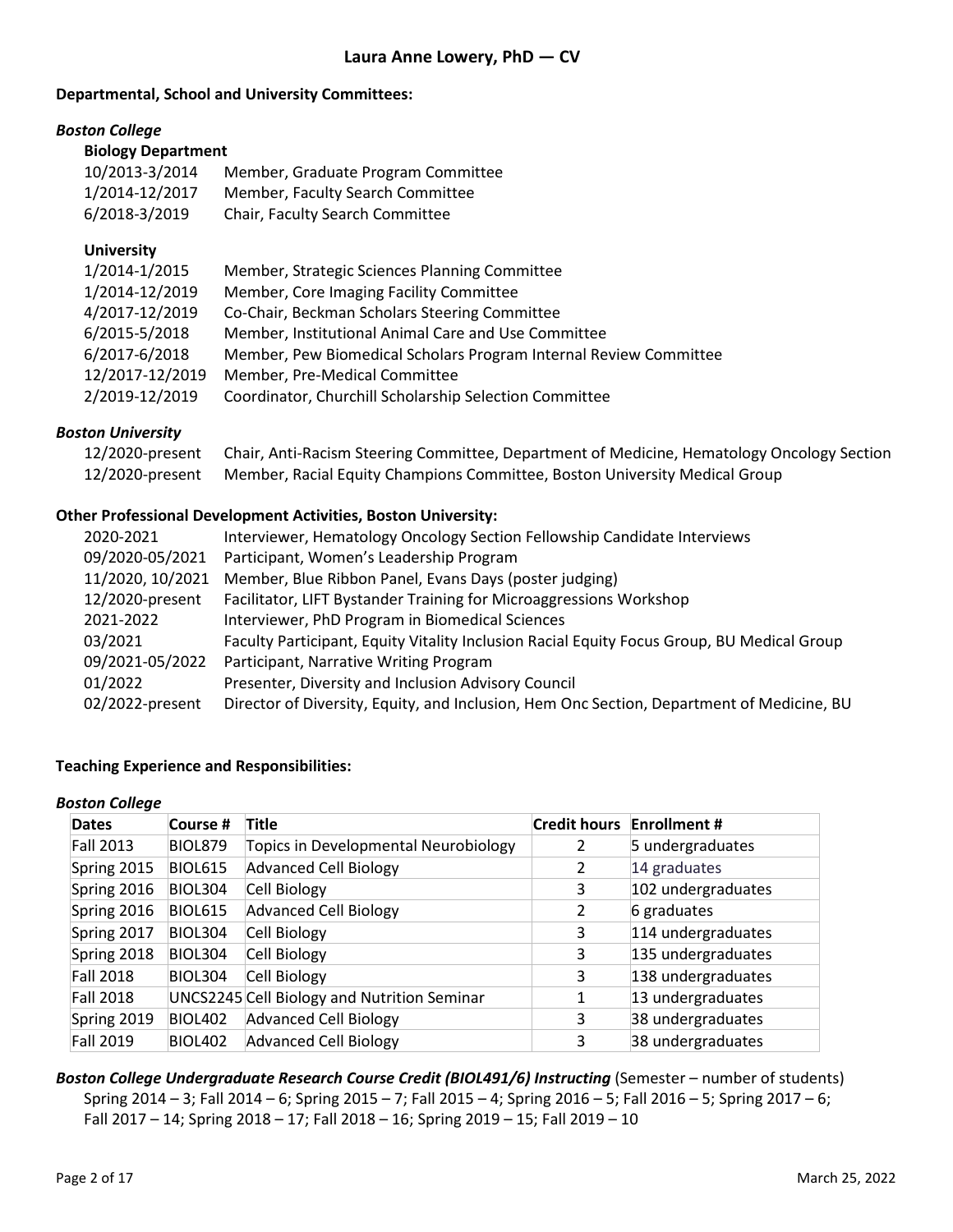**Departmental, School and University Committees:**

***Boston College***

**Biology Department**

| | |
|---|---|
| 10/2013-3/2014 | Member, Graduate Program Committee |
| 1/2014-12/2017 | Member, Faculty Search Committee |
| 6/2018-3/2019 | Chair, Faculty Search Committee |

**University**

| | |
|---|---|
| 1/2014-1/2015 | Member, Strategic Sciences Planning Committee |
| 1/2014-12/2019 | Member, Core Imaging Facility Committee |
| 4/2017-12/2019 | Co-Chair, Beckman Scholars Steering Committee |
| 6/2015-5/2018 | Member, Institutional Animal Care and Use Committee |
| 6/2017-6/2018 | Member, Pew Biomedical Scholars Program Internal Review Committee |
| 12/2017-12/2019 | Member, Pre-Medical Committee |
| 2/2019-12/2019 | Coordinator, Churchill Scholarship Selection Committee |

***Boston University***

| | |
|---|---|
| 12/2020-present | Chair, Anti-Racism Steering Committee, Department of Medicine, Hematology Oncology Section |
| 12/2020-present | Member, Racial Equity Champions Committee, Boston University Medical Group |

**Other Professional Development Activities, Boston University:**

| | |
|---|---|
| 2020-2021 | Interviewer, Hematology Oncology Section Fellowship Candidate Interviews |
| 09/2020-05/2021 | Participant, Women's Leadership Program |
| 11/2020, 10/2021 | Member, Blue Ribbon Panel, Evans Days (poster judging) |
| 12/2020-present | Facilitator, LIFT Bystander Training for Microaggressions Workshop |
| 2021-2022 | Interviewer, PhD Program in Biomedical Sciences |
| 03/2021 | Faculty Participant, Equity Vitality Inclusion Racial Equity Focus Group, BU Medical Group |
| 09/2021-05/2022 | Participant, Narrative Writing Program |
| 01/2022 | Presenter, Diversity and Inclusion Advisory Council |
| 02/2022-present | Director of Diversity, Equity, and Inclusion, Hem Onc Section, Department of Medicine, BU |

**Teaching Experience and Responsibilities:**

***Boston College***

| Dates | Course # | Title | Credit hours | Enrollment # |
|---|---|---|---|---|
| Fall 2013 | BIOL879 | Topics in Developmental Neurobiology | 2 | 5 undergraduates |
| Spring 2015 | BIOL615 | Advanced Cell Biology | 2 | 14 graduates |
| Spring 2016 | BIOL304 | Cell Biology | 3 | 102 undergraduates |
| Spring 2016 | BIOL615 | Advanced Cell Biology | 2 | 6 graduates |
| Spring 2017 | BIOL304 | Cell Biology | 3 | 114 undergraduates |
| Spring 2018 | BIOL304 | Cell Biology | 3 | 135 undergraduates |
| Fall 2018 | BIOL304 | Cell Biology | 3 | 138 undergraduates |
| Fall 2018 | UNCS2245 | Cell Biology and Nutrition Seminar | 1 | 13 undergraduates |
| Spring 2019 | BIOL402 | Advanced Cell Biology | 3 | 38 undergraduates |
| Fall 2019 | BIOL402 | Advanced Cell Biology | 3 | 38 undergraduates |

***Boston College Undergraduate Research Course Credit (BIOL491/6) Instructing*** (Semester – number of students)
Spring 2014 – 3; Fall 2014 – 6; Spring 2015 – 7; Fall 2015 – 4; Spring 2016 – 5; Fall 2016 – 5; Spring 2017 – 6; Fall 2017 – 14; Spring 2018 – 17; Fall 2018 – 16; Spring 2019 – 15; Fall 2019 – 10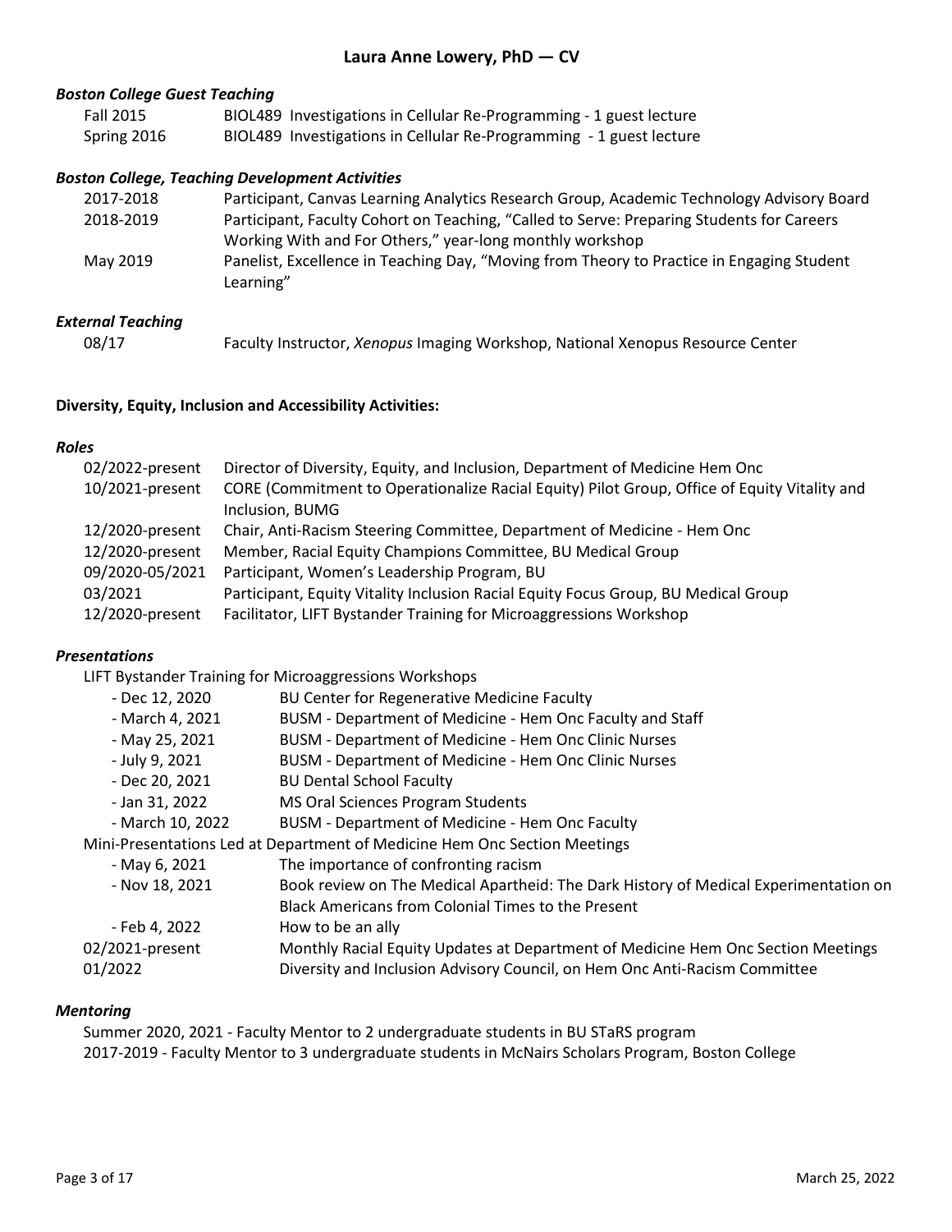### *Boston College Guest Teaching*

| | |
|---|---|
| Fall 2015 | BIOL489 Investigations in Cellular Re-Programming - 1 guest lecture |
| Spring 2016 | BIOL489 Investigations in Cellular Re-Programming - 1 guest lecture |

### *Boston College, Teaching Development Activities*

| | |
|---|---|
| 2017-2018 | Participant, Canvas Learning Analytics Research Group, Academic Technology Advisory Board |
| 2018-2019 | Participant, Faculty Cohort on Teaching, "Called to Serve: Preparing Students for Careers Working With and For Others," year-long monthly workshop |
| May 2019 | Panelist, Excellence in Teaching Day, "Moving from Theory to Practice in Engaging Student Learning" |

### *External Teaching*

| | |
|---|---|
| 08/17 | Faculty Instructor, *Xenopus* Imaging Workshop, National Xenopus Resource Center |

## Diversity, Equity, Inclusion and Accessibility Activities:

### *Roles*

| | |
|---|---|
| 02/2022-present | Director of Diversity, Equity, and Inclusion, Department of Medicine Hem Onc |
| 10/2021-present | CORE (Commitment to Operationalize Racial Equity) Pilot Group, Office of Equity Vitality and Inclusion, BUMG |
| 12/2020-present | Chair, Anti-Racism Steering Committee, Department of Medicine - Hem Onc |
| 12/2020-present | Member, Racial Equity Champions Committee, BU Medical Group |
| 09/2020-05/2021 | Participant, Women's Leadership Program, BU |
| 03/2021 | Participant, Equity Vitality Inclusion Racial Equity Focus Group, BU Medical Group |
| 12/2020-present | Facilitator, LIFT Bystander Training for Microaggressions Workshop |

### *Presentations*

LIFT Bystander Training for Microaggressions Workshops

| | |
|---|---|
| - Dec 12, 2020 | BU Center for Regenerative Medicine Faculty |
| - March 4, 2021 | BUSM - Department of Medicine - Hem Onc Faculty and Staff |
| - May 25, 2021 | BUSM - Department of Medicine - Hem Onc Clinic Nurses |
| - July 9, 2021 | BUSM - Department of Medicine - Hem Onc Clinic Nurses |
| - Dec 20, 2021 | BU Dental School Faculty |
| - Jan 31, 2022 | MS Oral Sciences Program Students |
| - March 10, 2022 | BUSM - Department of Medicine - Hem Onc Faculty |

Mini-Presentations Led at Department of Medicine Hem Onc Section Meetings

| | |
|---|---|
| - May 6, 2021 | The importance of confronting racism |
| - Nov 18, 2021 | Book review on The Medical Apartheid: The Dark History of Medical Experimentation on Black Americans from Colonial Times to the Present |
| - Feb 4, 2022 | How to be an ally |
| 02/2021-present | Monthly Racial Equity Updates at Department of Medicine Hem Onc Section Meetings |
| 01/2022 | Diversity and Inclusion Advisory Council, on Hem Onc Anti-Racism Committee |

### *Mentoring*

Summer 2020, 2021 - Faculty Mentor to 2 undergraduate students in BU STaRS program

2017-2019 - Faculty Mentor to 3 undergraduate students in McNairs Scholars Program, Boston College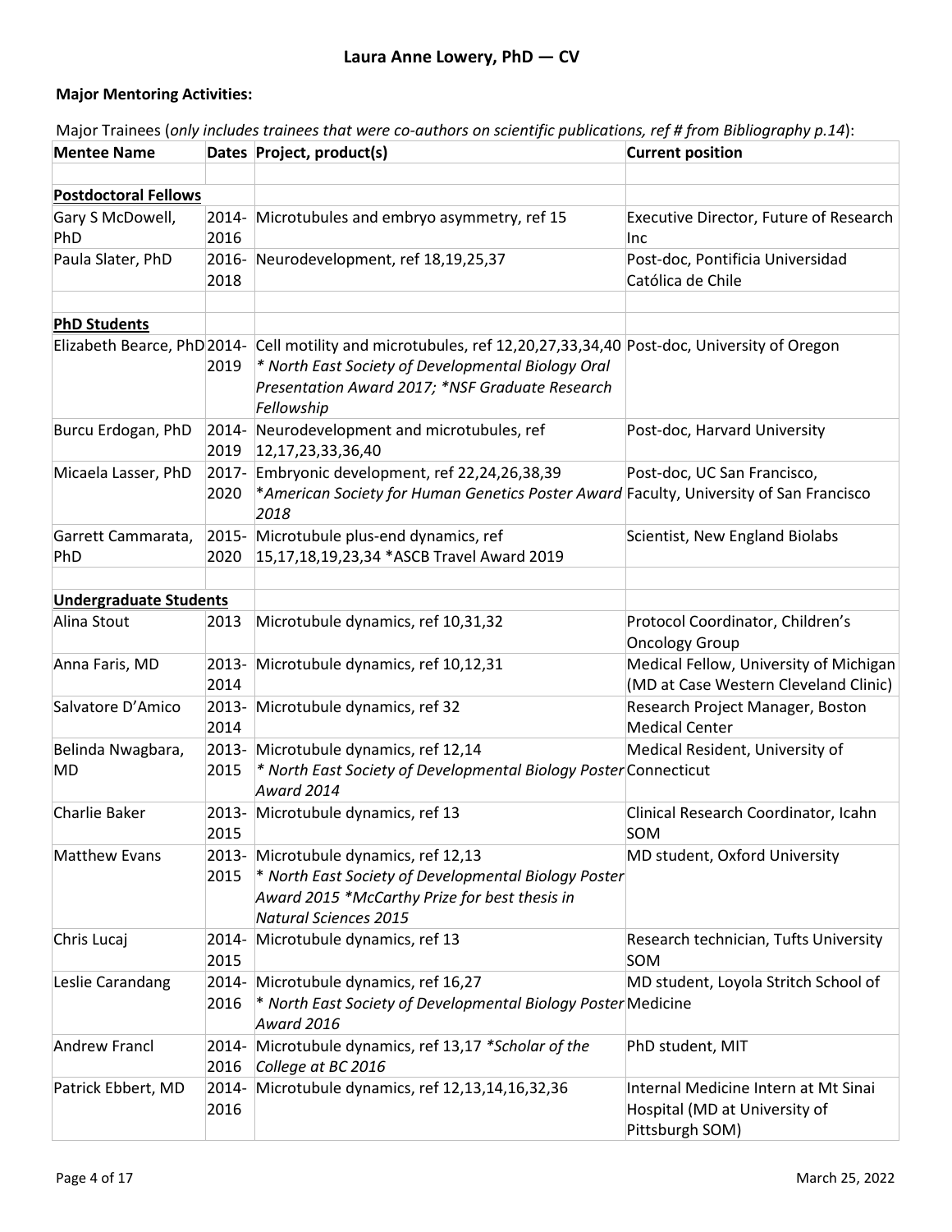# Laura Anne Lowery, PhD — CV

**Major Mentoring Activities:**

Major Trainees (*only includes trainees that were co-authors on scientific publications, ref # from Bibliography p.14*):

| Mentee Name | Dates | Project, product(s) | Current position |
|---|---|---|---|
| | | | |
| **Postdoctoral Fellows** | | | |
| Gary S McDowell, PhD | 2014-2016 | Microtubules and embryo asymmetry, ref 15 | Executive Director, Future of Research Inc |
| Paula Slater, PhD | 2016-2018 | Neurodevelopment, ref 18,19,25,37 | Post-doc, Pontificia Universidad Católica de Chile |
| | | | |
| **PhD Students** | | | |
| Elizabeth Bearce, PhD | 2014-2019 | Cell motility and microtubules, ref 12,20,27,33,34,40 *\* North East Society of Developmental Biology Oral Presentation Award 2017; \*NSF Graduate Research Fellowship* | Post-doc, University of Oregon |
| Burcu Erdogan, PhD | 2014-2019 | Neurodevelopment and microtubules, ref 12,17,23,33,36,40 | Post-doc, Harvard University |
| Micaela Lasser, PhD | 2017-2020 | Embryonic development, ref 22,24,26,38,39 *\*American Society for Human Genetics Poster Award 2018* | Post-doc, UC San Francisco, Faculty, University of San Francisco |
| Garrett Cammarata, PhD | 2015-2020 | Microtubule plus-end dynamics, ref 15,17,18,19,23,34 *ASCB Travel Award 2019 | Scientist, New England Biolabs |
| | | | |
| **Undergraduate Students** | | | |
| Alina Stout | 2013 | Microtubule dynamics, ref 10,31,32 | Protocol Coordinator, Children's Oncology Group |
| Anna Faris, MD | 2013-2014 | Microtubule dynamics, ref 10,12,31 | Medical Fellow, University of Michigan (MD at Case Western Cleveland Clinic) |
| Salvatore D'Amico | 2013-2014 | Microtubule dynamics, ref 32 | Research Project Manager, Boston Medical Center |
| Belinda Nwagbara, MD | 2013-2015 | Microtubule dynamics, ref 12,14 *\* North East Society of Developmental Biology Poster Award 2014* | Medical Resident, University of Connecticut |
| Charlie Baker | 2013-2015 | Microtubule dynamics, ref 13 | Clinical Research Coordinator, Icahn SOM |
| Matthew Evans | 2013-2015 | Microtubule dynamics, ref 12,13 *\* North East Society of Developmental Biology Poster Award 2015 \*McCarthy Prize for best thesis in Natural Sciences 2015* | MD student, Oxford University |
| Chris Lucaj | 2014-2015 | Microtubule dynamics, ref 13 | Research technician, Tufts University SOM |
| Leslie Carandang | 2014-2016 | Microtubule dynamics, ref 16,27 *\* North East Society of Developmental Biology Poster Award 2016* | MD student, Loyola Stritch School of Medicine |
| Andrew Francl | 2014-2016 | Microtubule dynamics, ref 13,17 *\*Scholar of the College at BC 2016* | PhD student, MIT |
| Patrick Ebbert, MD | 2014-2016 | Microtubule dynamics, ref 12,13,14,16,32,36 | Internal Medicine Intern at Mt Sinai Hospital (MD at University of Pittsburgh SOM) |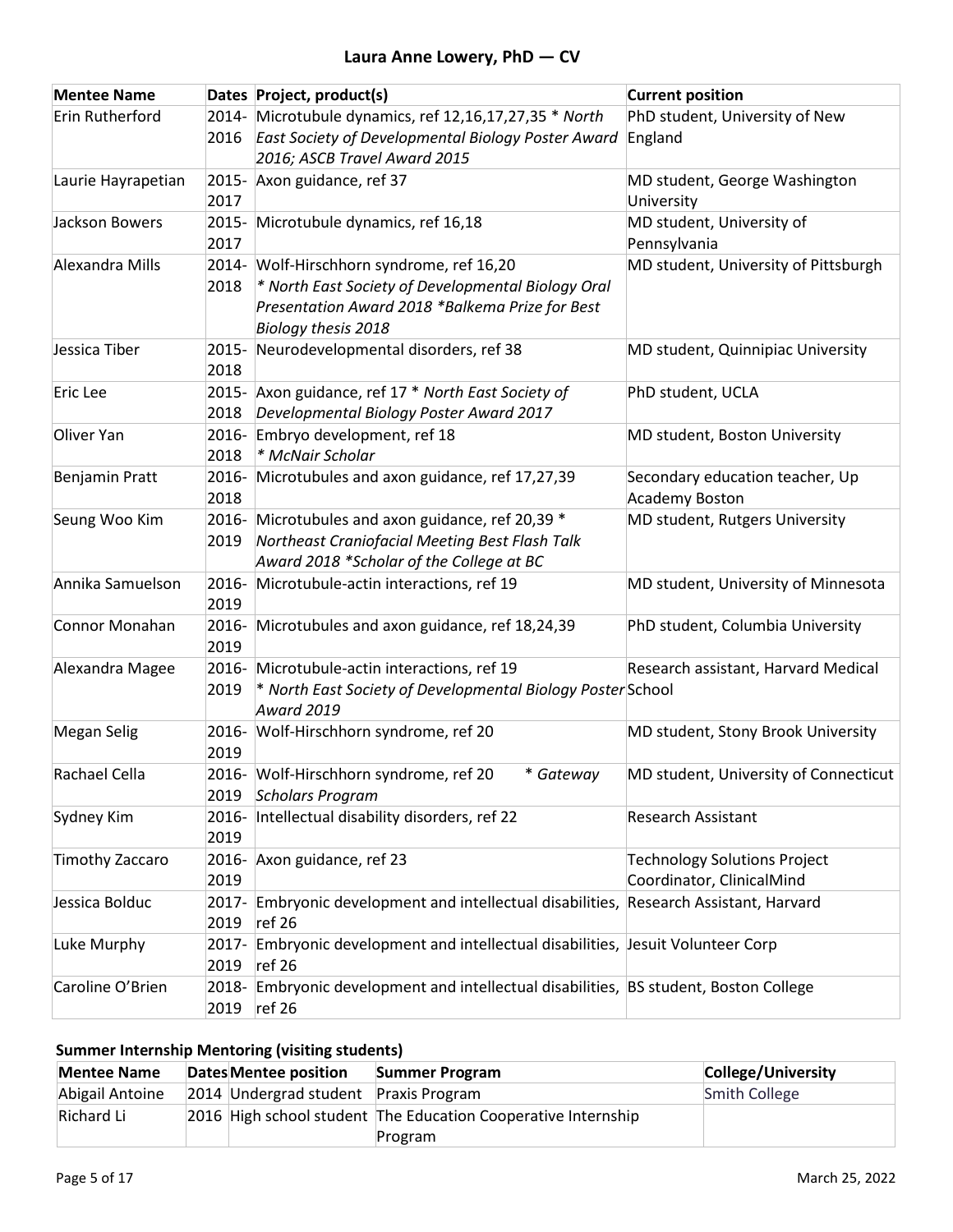| Mentee Name | Dates | Project, product(s) | Current position |
|---|---|---|---|
| Erin Rutherford | 2014-2016 | Microtubule dynamics, ref 12,16,17,27,35 * *North East Society of Developmental Biology Poster Award 2016; ASCB Travel Award 2015* | PhD student, University of New England |
| Laurie Hayrapetian | 2015-2017 | Axon guidance, ref 37 | MD student, George Washington University |
| Jackson Bowers | 2015-2017 | Microtubule dynamics, ref 16,18 | MD student, University of Pennsylvania |
| Alexandra Mills | 2014-2018 | Wolf-Hirschhorn syndrome, ref 16,20 *\* North East Society of Developmental Biology Oral Presentation Award 2018 \*Balkema Prize for Best Biology thesis 2018* | MD student, University of Pittsburgh |
| Jessica Tiber | 2015-2018 | Neurodevelopmental disorders, ref 38 | MD student, Quinnipiac University |
| Eric Lee | 2015-2018 | Axon guidance, ref 17 * *North East Society of Developmental Biology Poster Award 2017* | PhD student, UCLA |
| Oliver Yan | 2016-2018 | Embryo development, ref 18 *\* McNair Scholar* | MD student, Boston University |
| Benjamin Pratt | 2016-2018 | Microtubules and axon guidance, ref 17,27,39 | Secondary education teacher, Up Academy Boston |
| Seung Woo Kim | 2016-2019 | Microtubules and axon guidance, ref 20,39 * *Northeast Craniofacial Meeting Best Flash Talk Award 2018 \*Scholar of the College at BC* | MD student, Rutgers University |
| Annika Samuelson | 2016-2019 | Microtubule-actin interactions, ref 19 | MD student, University of Minnesota |
| Connor Monahan | 2016-2019 | Microtubules and axon guidance, ref 18,24,39 | PhD student, Columbia University |
| Alexandra Magee | 2016-2019 | Microtubule-actin interactions, ref 19 *\* North East Society of Developmental Biology Poster Award 2019* | Research assistant, Harvard Medical School |
| Megan Selig | 2016-2019 | Wolf-Hirschhorn syndrome, ref 20 | MD student, Stony Brook University |
| Rachael Cella | 2016-2019 | Wolf-Hirschhorn syndrome, ref 20 *\* Gateway Scholars Program* | MD student, University of Connecticut |
| Sydney Kim | 2016-2019 | Intellectual disability disorders, ref 22 | Research Assistant |
| Timothy Zaccaro | 2016-2019 | Axon guidance, ref 23 | Technology Solutions Project Coordinator, ClinicalMind |
| Jessica Bolduc | 2017-2019 | Embryonic development and intellectual disabilities, ref 26 | Research Assistant, Harvard |
| Luke Murphy | 2017-2019 | Embryonic development and intellectual disabilities, ref 26 | Jesuit Volunteer Corp |
| Caroline O'Brien | 2018-2019 | Embryonic development and intellectual disabilities, ref 26 | BS student, Boston College |

**Summer Internship Mentoring (visiting students)**

| Mentee Name | Dates | Mentee position | Summer Program | College/University |
|---|---|---|---|---|
| Abigail Antoine | 2014 | Undergrad student | Praxis Program | Smith College |
| Richard Li | 2016 | High school student | The Education Cooperative Internship Program | |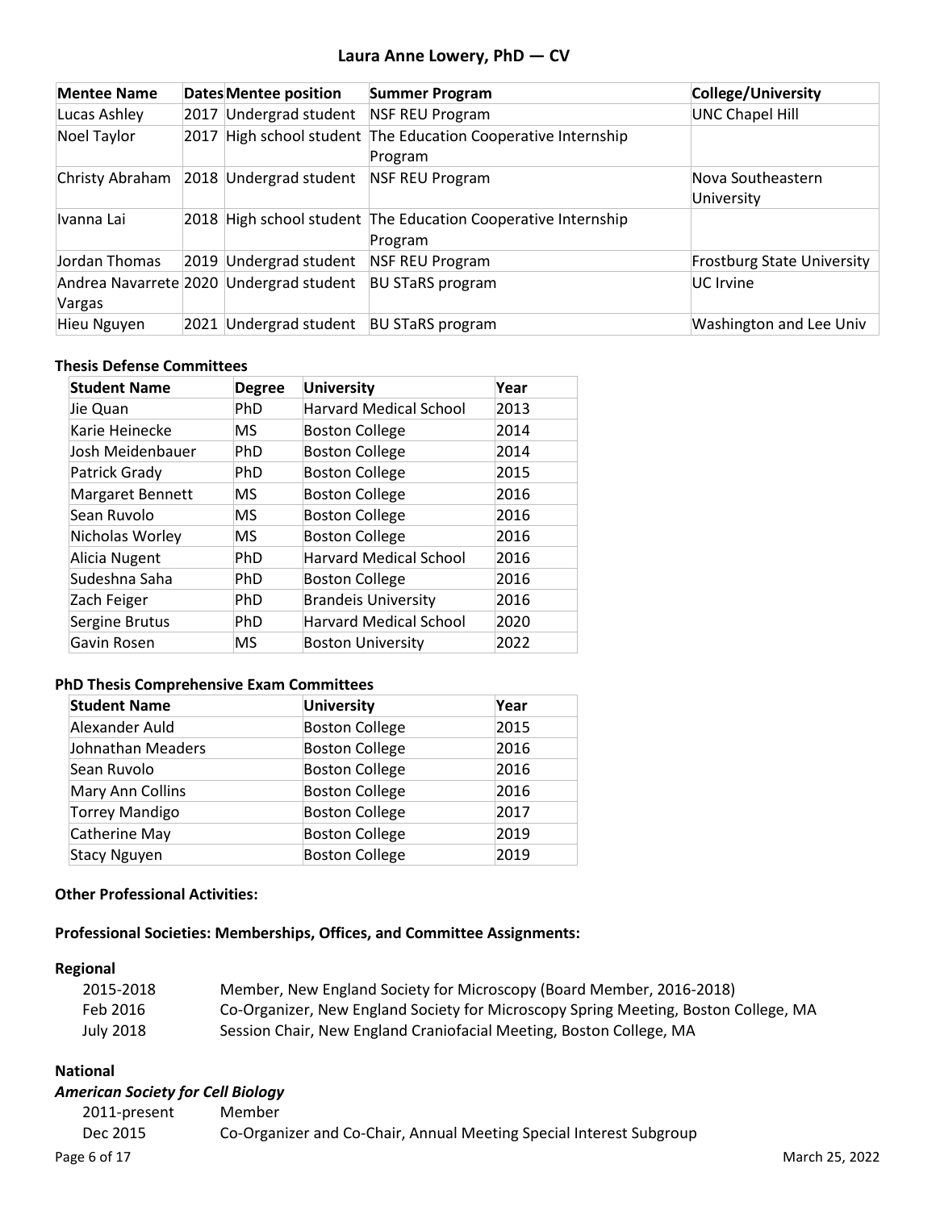| Mentee Name | Dates | Mentee position | Summer Program | College/University |
|---|---|---|---|---|
| Lucas Ashley | 2017 | Undergrad student | NSF REU Program | UNC Chapel Hill |
| Noel Taylor | 2017 | High school student | The Education Cooperative Internship Program | |
| Christy Abraham | 2018 | Undergrad student | NSF REU Program | Nova Southeastern University |
| Ivanna Lai | 2018 | High school student | The Education Cooperative Internship Program | |
| Jordan Thomas | 2019 | Undergrad student | NSF REU Program | Frostburg State University |
| Andrea Navarrete Vargas | 2020 | Undergrad student | BU STaRS program | UC Irvine |
| Hieu Nguyen | 2021 | Undergrad student | BU STaRS program | Washington and Lee Univ |

**Thesis Defense Committees**

| Student Name | Degree | University | Year |
|---|---|---|---|
| Jie Quan | PhD | Harvard Medical School | 2013 |
| Karie Heinecke | MS | Boston College | 2014 |
| Josh Meidenbauer | PhD | Boston College | 2014 |
| Patrick Grady | PhD | Boston College | 2015 |
| Margaret Bennett | MS | Boston College | 2016 |
| Sean Ruvolo | MS | Boston College | 2016 |
| Nicholas Worley | MS | Boston College | 2016 |
| Alicia Nugent | PhD | Harvard Medical School | 2016 |
| Sudeshna Saha | PhD | Boston College | 2016 |
| Zach Feiger | PhD | Brandeis University | 2016 |
| Sergine Brutus | PhD | Harvard Medical School | 2020 |
| Gavin Rosen | MS | Boston University | 2022 |

**PhD Thesis Comprehensive Exam Committees**

| Student Name | University | Year |
|---|---|---|
| Alexander Auld | Boston College | 2015 |
| Johnathan Meaders | Boston College | 2016 |
| Sean Ruvolo | Boston College | 2016 |
| Mary Ann Collins | Boston College | 2016 |
| Torrey Mandigo | Boston College | 2017 |
| Catherine May | Boston College | 2019 |
| Stacy Nguyen | Boston College | 2019 |

**Other Professional Activities:**

**Professional Societies: Memberships, Offices, and Committee Assignments:**

**Regional**

| | |
|---|---|
| 2015-2018 | Member, New England Society for Microscopy (Board Member, 2016-2018) |
| Feb 2016 | Co-Organizer, New England Society for Microscopy Spring Meeting, Boston College, MA |
| July 2018 | Session Chair, New England Craniofacial Meeting, Boston College, MA |

**National**

***American Society for Cell Biology***

| | |
|---|---|
| 2011-present | Member |
| Dec 2015 | Co-Organizer and Co-Chair, Annual Meeting Special Interest Subgroup |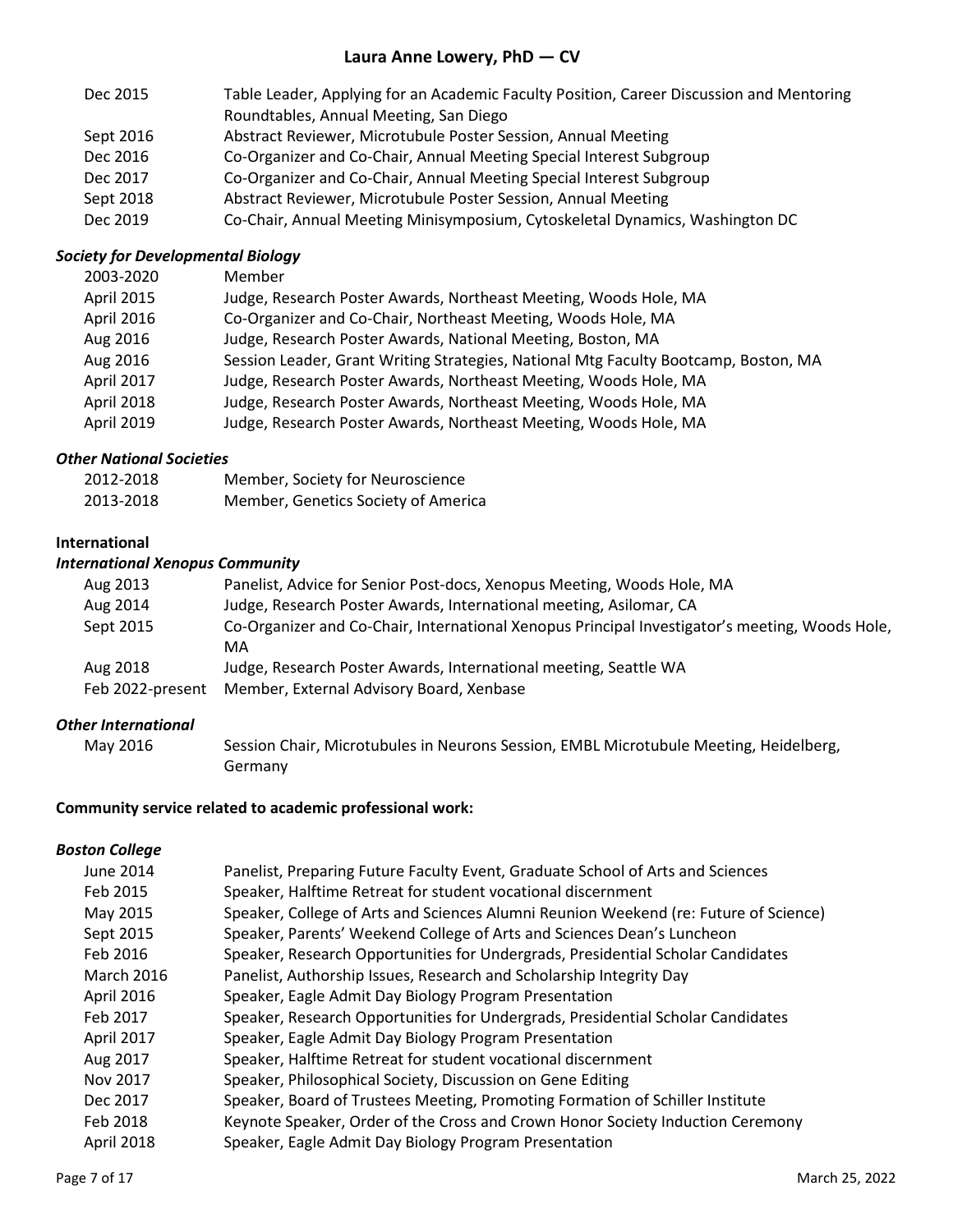| | |
|---|---|
| Dec 2015 | Table Leader, Applying for an Academic Faculty Position, Career Discussion and Mentoring Roundtables, Annual Meeting, San Diego |
| Sept 2016 | Abstract Reviewer, Microtubule Poster Session, Annual Meeting |
| Dec 2016 | Co-Organizer and Co-Chair, Annual Meeting Special Interest Subgroup |
| Dec 2017 | Co-Organizer and Co-Chair, Annual Meeting Special Interest Subgroup |
| Sept 2018 | Abstract Reviewer, Microtubule Poster Session, Annual Meeting |
| Dec 2019 | Co-Chair, Annual Meeting Minisymposium, Cytoskeletal Dynamics, Washington DC |

***Society for Developmental Biology***

| | |
|---|---|
| 2003-2020 | Member |
| April 2015 | Judge, Research Poster Awards, Northeast Meeting, Woods Hole, MA |
| April 2016 | Co-Organizer and Co-Chair, Northeast Meeting, Woods Hole, MA |
| Aug 2016 | Judge, Research Poster Awards, National Meeting, Boston, MA |
| Aug 2016 | Session Leader, Grant Writing Strategies, National Mtg Faculty Bootcamp, Boston, MA |
| April 2017 | Judge, Research Poster Awards, Northeast Meeting, Woods Hole, MA |
| April 2018 | Judge, Research Poster Awards, Northeast Meeting, Woods Hole, MA |
| April 2019 | Judge, Research Poster Awards, Northeast Meeting, Woods Hole, MA |

***Other National Societies***

| | |
|---|---|
| 2012-2018 | Member, Society for Neuroscience |
| 2013-2018 | Member, Genetics Society of America |

**International**

***International Xenopus Community***

| | |
|---|---|
| Aug 2013 | Panelist, Advice for Senior Post-docs, Xenopus Meeting, Woods Hole, MA |
| Aug 2014 | Judge, Research Poster Awards, International meeting, Asilomar, CA |
| Sept 2015 | Co-Organizer and Co-Chair, International Xenopus Principal Investigator's meeting, Woods Hole, MA |
| Aug 2018 | Judge, Research Poster Awards, International meeting, Seattle WA |
| Feb 2022-present | Member, External Advisory Board, Xenbase |

***Other International***

| | |
|---|---|
| May 2016 | Session Chair, Microtubules in Neurons Session, EMBL Microtubule Meeting, Heidelberg, Germany |

**Community service related to academic professional work:**

***Boston College***

| | |
|---|---|
| June 2014 | Panelist, Preparing Future Faculty Event, Graduate School of Arts and Sciences |
| Feb 2015 | Speaker, Halftime Retreat for student vocational discernment |
| May 2015 | Speaker, College of Arts and Sciences Alumni Reunion Weekend (re: Future of Science) |
| Sept 2015 | Speaker, Parents' Weekend College of Arts and Sciences Dean's Luncheon |
| Feb 2016 | Speaker, Research Opportunities for Undergrads, Presidential Scholar Candidates |
| March 2016 | Panelist, Authorship Issues, Research and Scholarship Integrity Day |
| April 2016 | Speaker, Eagle Admit Day Biology Program Presentation |
| Feb 2017 | Speaker, Research Opportunities for Undergrads, Presidential Scholar Candidates |
| April 2017 | Speaker, Eagle Admit Day Biology Program Presentation |
| Aug 2017 | Speaker, Halftime Retreat for student vocational discernment |
| Nov 2017 | Speaker, Philosophical Society, Discussion on Gene Editing |
| Dec 2017 | Speaker, Board of Trustees Meeting, Promoting Formation of Schiller Institute |
| Feb 2018 | Keynote Speaker, Order of the Cross and Crown Honor Society Induction Ceremony |
| April 2018 | Speaker, Eagle Admit Day Biology Program Presentation |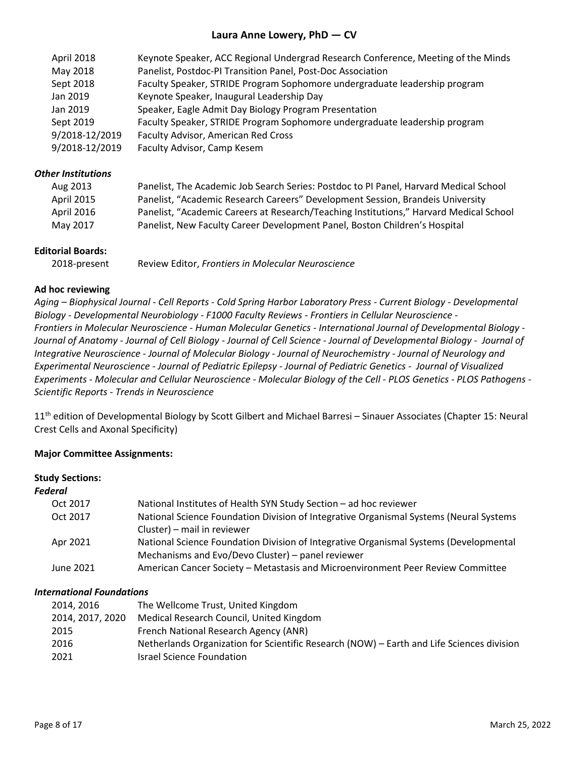| | |
|---|---|
| April 2018 | Keynote Speaker, ACC Regional Undergrad Research Conference, Meeting of the Minds |
| May 2018 | Panelist, Postdoc-PI Transition Panel, Post-Doc Association |
| Sept 2018 | Faculty Speaker, STRIDE Program Sophomore undergraduate leadership program |
| Jan 2019 | Keynote Speaker, Inaugural Leadership Day |
| Jan 2019 | Speaker, Eagle Admit Day Biology Program Presentation |
| Sept 2019 | Faculty Speaker, STRIDE Program Sophomore undergraduate leadership program |
| 9/2018-12/2019 | Faculty Advisor, American Red Cross |
| 9/2018-12/2019 | Faculty Advisor, Camp Kesem |

***Other Institutions***

| | |
|---|---|
| Aug 2013 | Panelist, The Academic Job Search Series: Postdoc to PI Panel, Harvard Medical School |
| April 2015 | Panelist, "Academic Research Careers" Development Session, Brandeis University |
| April 2016 | Panelist, "Academic Careers at Research/Teaching Institutions," Harvard Medical School |
| May 2017 | Panelist, New Faculty Career Development Panel, Boston Children's Hospital |

**Editorial Boards:**

| | |
|---|---|
| 2018-present | Review Editor, *Frontiers in Molecular Neuroscience* |

**Ad hoc reviewing**

*Aging – Biophysical Journal - Cell Reports - Cold Spring Harbor Laboratory Press - Current Biology - Developmental Biology - Developmental Neurobiology - F1000 Faculty Reviews - Frontiers in Cellular Neuroscience - Frontiers in Molecular Neuroscience - Human Molecular Genetics - International Journal of Developmental Biology - Journal of Anatomy - Journal of Cell Biology - Journal of Cell Science - Journal of Developmental Biology - Journal of Integrative Neuroscience - Journal of Molecular Biology - Journal of Neurochemistry - Journal of Neurology and Experimental Neuroscience - Journal of Pediatric Epilepsy - Journal of Pediatric Genetics - Journal of Visualized Experiments - Molecular and Cellular Neuroscience - Molecular Biology of the Cell - PLOS Genetics - PLOS Pathogens - Scientific Reports - Trends in Neuroscience*

11th edition of Developmental Biology by Scott Gilbert and Michael Barresi – Sinauer Associates (Chapter 15: Neural Crest Cells and Axonal Specificity)

**Major Committee Assignments:**

**Study Sections:**

***Federal***

| | |
|---|---|
| Oct 2017 | National Institutes of Health SYN Study Section – ad hoc reviewer |
| Oct 2017 | National Science Foundation Division of Integrative Organismal Systems (Neural Systems Cluster) – mail in reviewer |
| Apr 2021 | National Science Foundation Division of Integrative Organismal Systems (Developmental Mechanisms and Evo/Devo Cluster) – panel reviewer |
| June 2021 | American Cancer Society – Metastasis and Microenvironment Peer Review Committee |

***International Foundations***

| | |
|---|---|
| 2014, 2016 | The Wellcome Trust, United Kingdom |
| 2014, 2017, 2020 | Medical Research Council, United Kingdom |
| 2015 | French National Research Agency (ANR) |
| 2016 | Netherlands Organization for Scientific Research (NOW) – Earth and Life Sciences division |
| 2021 | Israel Science Foundation |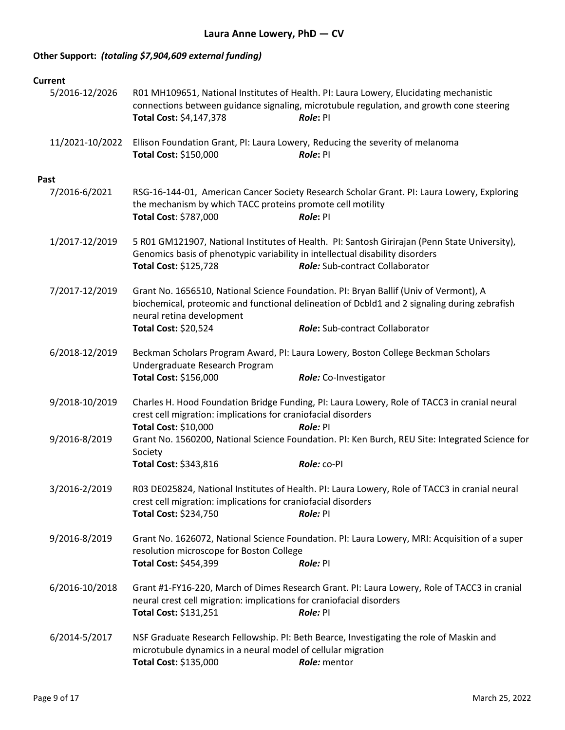**Other Support:** ***(totaling $7,904,609 external funding)***

**Current**

5/2016-12/2026 — R01 MH109651, National Institutes of Health. PI: Laura Lowery, Elucidating mechanistic connections between guidance signaling, microtubule regulation, and growth cone steering
**Total Cost:** $4,147,378 ***Role*:** PI

11/2021-10/2022 — Ellison Foundation Grant, PI: Laura Lowery, Reducing the severity of melanoma
**Total Cost:** $150,000 ***Role*:** PI

**Past**

7/2016-6/2021 — RSG-16-144-01, American Cancer Society Research Scholar Grant. PI: Laura Lowery, Exploring the mechanism by which TACC proteins promote cell motility
**Total Cost**: $787,000 ***Role*:** PI

1/2017-12/2019 — 5 R01 GM121907, National Institutes of Health. PI: Santosh Girirajan (Penn State University), Genomics basis of phenotypic variability in intellectual disability disorders
**Total Cost:** $125,728 ***Role:*** Sub-contract Collaborator

7/2017-12/2019 — Grant No. 1656510, National Science Foundation. PI: Bryan Ballif (Univ of Vermont), A biochemical, proteomic and functional delineation of Dcbld1 and 2 signaling during zebrafish neural retina development
**Total Cost:** $20,524 ***Role*:** Sub-contract Collaborator

6/2018-12/2019 — Beckman Scholars Program Award, PI: Laura Lowery, Boston College Beckman Scholars Undergraduate Research Program
**Total Cost:** $156,000 ***Role:*** Co-Investigator

9/2018-10/2019 — Charles H. Hood Foundation Bridge Funding, PI: Laura Lowery, Role of TACC3 in cranial neural crest cell migration: implications for craniofacial disorders
**Total Cost:** $10,000 ***Role:*** PI

9/2016-8/2019 — Grant No. 1560200, National Science Foundation. PI: Ken Burch, REU Site: Integrated Science for Society
**Total Cost:** $343,816 ***Role:*** co-PI

3/2016-2/2019 — R03 DE025824, National Institutes of Health. PI: Laura Lowery, Role of TACC3 in cranial neural crest cell migration: implications for craniofacial disorders
**Total Cost:** $234,750 ***Role:*** PI

9/2016-8/2019 — Grant No. 1626072, National Science Foundation. PI: Laura Lowery, MRI: Acquisition of a super resolution microscope for Boston College
**Total Cost:** $454,399 ***Role:*** PI

6/2016-10/2018 — Grant #1-FY16-220, March of Dimes Research Grant. PI: Laura Lowery, Role of TACC3 in cranial neural crest cell migration: implications for craniofacial disorders
**Total Cost:** $131,251 ***Role:*** PI

6/2014-5/2017 — NSF Graduate Research Fellowship. PI: Beth Bearce, Investigating the role of Maskin and microtubule dynamics in a neural model of cellular migration
**Total Cost:** $135,000 ***Role:*** mentor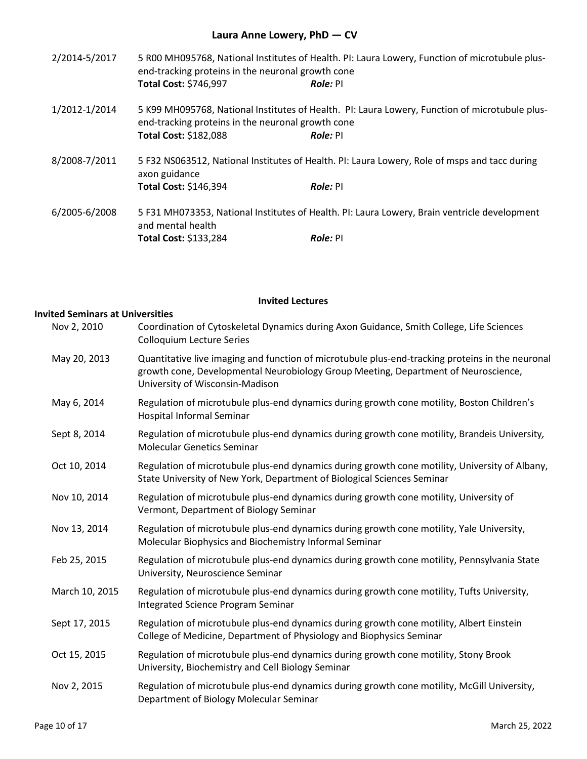2/2014-5/2017 — 5 R00 MH095768, National Institutes of Health. PI: Laura Lowery, Function of microtubule plus-end-tracking proteins in the neuronal growth cone
**Total Cost:** $746,997 — ***Role:*** PI

1/2012-1/2014 — 5 K99 MH095768, National Institutes of Health. PI: Laura Lowery, Function of microtubule plus-end-tracking proteins in the neuronal growth cone
**Total Cost:** $182,088 — ***Role:*** PI

8/2008-7/2011 — 5 F32 NS063512, National Institutes of Health. PI: Laura Lowery, Role of msps and tacc during axon guidance
**Total Cost:** $146,394 — ***Role:*** PI

6/2005-6/2008 — 5 F31 MH073353, National Institutes of Health. PI: Laura Lowery, Brain ventricle development and mental health
**Total Cost:** $133,284 — ***Role:*** PI

## Invited Lectures

### Invited Seminars at Universities

- Nov 2, 2010 — Coordination of Cytoskeletal Dynamics during Axon Guidance, Smith College, Life Sciences Colloquium Lecture Series
- May 20, 2013 — Quantitative live imaging and function of microtubule plus-end-tracking proteins in the neuronal growth cone, Developmental Neurobiology Group Meeting, Department of Neuroscience, University of Wisconsin-Madison
- May 6, 2014 — Regulation of microtubule plus-end dynamics during growth cone motility, Boston Children's Hospital Informal Seminar
- Sept 8, 2014 — Regulation of microtubule plus-end dynamics during growth cone motility, Brandeis University, Molecular Genetics Seminar
- Oct 10, 2014 — Regulation of microtubule plus-end dynamics during growth cone motility, University of Albany, State University of New York, Department of Biological Sciences Seminar
- Nov 10, 2014 — Regulation of microtubule plus-end dynamics during growth cone motility, University of Vermont, Department of Biology Seminar
- Nov 13, 2014 — Regulation of microtubule plus-end dynamics during growth cone motility, Yale University, Molecular Biophysics and Biochemistry Informal Seminar
- Feb 25, 2015 — Regulation of microtubule plus-end dynamics during growth cone motility, Pennsylvania State University, Neuroscience Seminar
- March 10, 2015 — Regulation of microtubule plus-end dynamics during growth cone motility, Tufts University, Integrated Science Program Seminar
- Sept 17, 2015 — Regulation of microtubule plus-end dynamics during growth cone motility, Albert Einstein College of Medicine, Department of Physiology and Biophysics Seminar
- Oct 15, 2015 — Regulation of microtubule plus-end dynamics during growth cone motility, Stony Brook University, Biochemistry and Cell Biology Seminar
- Nov 2, 2015 — Regulation of microtubule plus-end dynamics during growth cone motility, McGill University, Department of Biology Molecular Seminar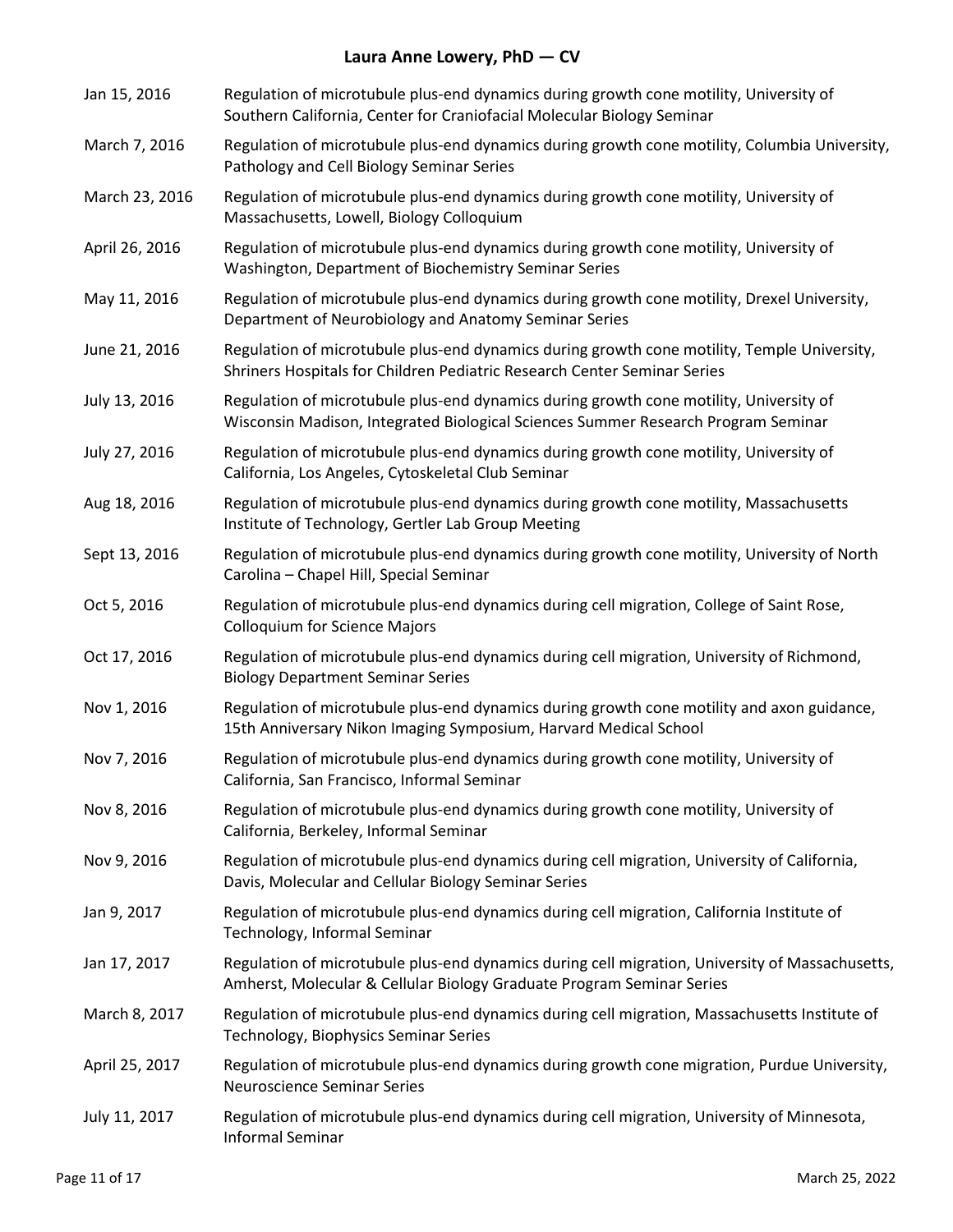| | |
|---|---|
| Jan 15, 2016 | Regulation of microtubule plus-end dynamics during growth cone motility, University of Southern California, Center for Craniofacial Molecular Biology Seminar |
| March 7, 2016 | Regulation of microtubule plus-end dynamics during growth cone motility, Columbia University, Pathology and Cell Biology Seminar Series |
| March 23, 2016 | Regulation of microtubule plus-end dynamics during growth cone motility, University of Massachusetts, Lowell, Biology Colloquium |
| April 26, 2016 | Regulation of microtubule plus-end dynamics during growth cone motility, University of Washington, Department of Biochemistry Seminar Series |
| May 11, 2016 | Regulation of microtubule plus-end dynamics during growth cone motility, Drexel University, Department of Neurobiology and Anatomy Seminar Series |
| June 21, 2016 | Regulation of microtubule plus-end dynamics during growth cone motility, Temple University, Shriners Hospitals for Children Pediatric Research Center Seminar Series |
| July 13, 2016 | Regulation of microtubule plus-end dynamics during growth cone motility, University of Wisconsin Madison, Integrated Biological Sciences Summer Research Program Seminar |
| July 27, 2016 | Regulation of microtubule plus-end dynamics during growth cone motility, University of California, Los Angeles, Cytoskeletal Club Seminar |
| Aug 18, 2016 | Regulation of microtubule plus-end dynamics during growth cone motility, Massachusetts Institute of Technology, Gertler Lab Group Meeting |
| Sept 13, 2016 | Regulation of microtubule plus-end dynamics during growth cone motility, University of North Carolina – Chapel Hill, Special Seminar |
| Oct 5, 2016 | Regulation of microtubule plus-end dynamics during cell migration, College of Saint Rose, Colloquium for Science Majors |
| Oct 17, 2016 | Regulation of microtubule plus-end dynamics during cell migration, University of Richmond, Biology Department Seminar Series |
| Nov 1, 2016 | Regulation of microtubule plus-end dynamics during growth cone motility and axon guidance, 15th Anniversary Nikon Imaging Symposium, Harvard Medical School |
| Nov 7, 2016 | Regulation of microtubule plus-end dynamics during growth cone motility, University of California, San Francisco, Informal Seminar |
| Nov 8, 2016 | Regulation of microtubule plus-end dynamics during growth cone motility, University of California, Berkeley, Informal Seminar |
| Nov 9, 2016 | Regulation of microtubule plus-end dynamics during cell migration, University of California, Davis, Molecular and Cellular Biology Seminar Series |
| Jan 9, 2017 | Regulation of microtubule plus-end dynamics during cell migration, California Institute of Technology, Informal Seminar |
| Jan 17, 2017 | Regulation of microtubule plus-end dynamics during cell migration, University of Massachusetts, Amherst, Molecular & Cellular Biology Graduate Program Seminar Series |
| March 8, 2017 | Regulation of microtubule plus-end dynamics during cell migration, Massachusetts Institute of Technology, Biophysics Seminar Series |
| April 25, 2017 | Regulation of microtubule plus-end dynamics during growth cone migration, Purdue University, Neuroscience Seminar Series |
| July 11, 2017 | Regulation of microtubule plus-end dynamics during cell migration, University of Minnesota, Informal Seminar |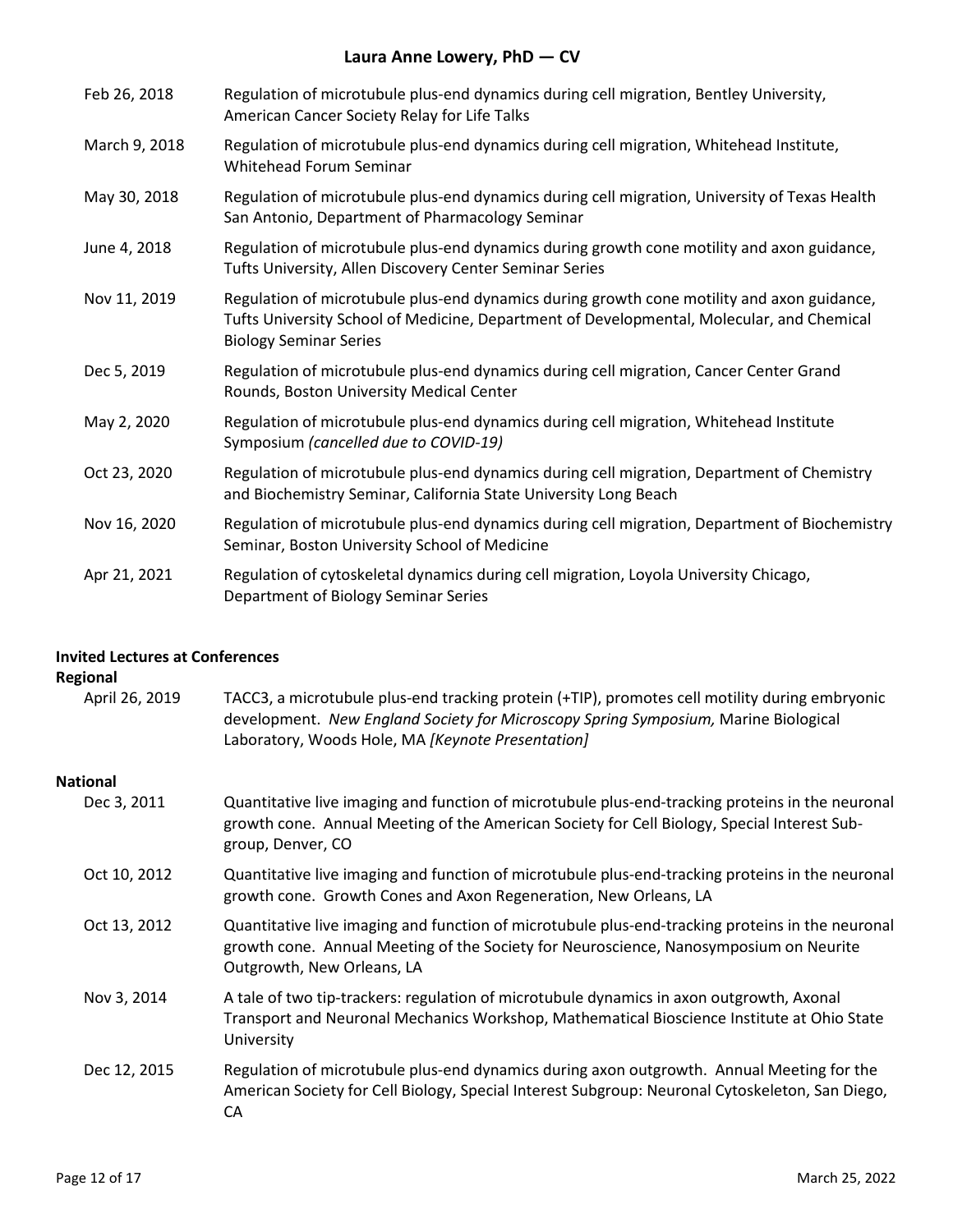Feb 26, 2018 — Regulation of microtubule plus-end dynamics during cell migration, Bentley University, American Cancer Society Relay for Life Talks

March 9, 2018 — Regulation of microtubule plus-end dynamics during cell migration, Whitehead Institute, Whitehead Forum Seminar

May 30, 2018 — Regulation of microtubule plus-end dynamics during cell migration, University of Texas Health San Antonio, Department of Pharmacology Seminar

June 4, 2018 — Regulation of microtubule plus-end dynamics during growth cone motility and axon guidance, Tufts University, Allen Discovery Center Seminar Series

Nov 11, 2019 — Regulation of microtubule plus-end dynamics during growth cone motility and axon guidance, Tufts University School of Medicine, Department of Developmental, Molecular, and Chemical Biology Seminar Series

Dec 5, 2019 — Regulation of microtubule plus-end dynamics during cell migration, Cancer Center Grand Rounds, Boston University Medical Center

May 2, 2020 — Regulation of microtubule plus-end dynamics during cell migration, Whitehead Institute Symposium *(cancelled due to COVID-19)*

Oct 23, 2020 — Regulation of microtubule plus-end dynamics during cell migration, Department of Chemistry and Biochemistry Seminar, California State University Long Beach

Nov 16, 2020 — Regulation of microtubule plus-end dynamics during cell migration, Department of Biochemistry Seminar, Boston University School of Medicine

Apr 21, 2021 — Regulation of cytoskeletal dynamics during cell migration, Loyola University Chicago, Department of Biology Seminar Series

### Invited Lectures at Conferences

#### Regional

April 26, 2019 — TACC3, a microtubule plus-end tracking protein (+TIP), promotes cell motility during embryonic development. *New England Society for Microscopy Spring Symposium,* Marine Biological Laboratory, Woods Hole, MA *[Keynote Presentation]*

#### National

Dec 3, 2011 — Quantitative live imaging and function of microtubule plus-end-tracking proteins in the neuronal growth cone. Annual Meeting of the American Society for Cell Biology, Special Interest Sub-group, Denver, CO

Oct 10, 2012 — Quantitative live imaging and function of microtubule plus-end-tracking proteins in the neuronal growth cone. Growth Cones and Axon Regeneration, New Orleans, LA

Oct 13, 2012 — Quantitative live imaging and function of microtubule plus-end-tracking proteins in the neuronal growth cone. Annual Meeting of the Society for Neuroscience, Nanosymposium on Neurite Outgrowth, New Orleans, LA

Nov 3, 2014 — A tale of two tip-trackers: regulation of microtubule dynamics in axon outgrowth, Axonal Transport and Neuronal Mechanics Workshop, Mathematical Bioscience Institute at Ohio State University

Dec 12, 2015 — Regulation of microtubule plus-end dynamics during axon outgrowth. Annual Meeting for the American Society for Cell Biology, Special Interest Subgroup: Neuronal Cytoskeleton, San Diego, CA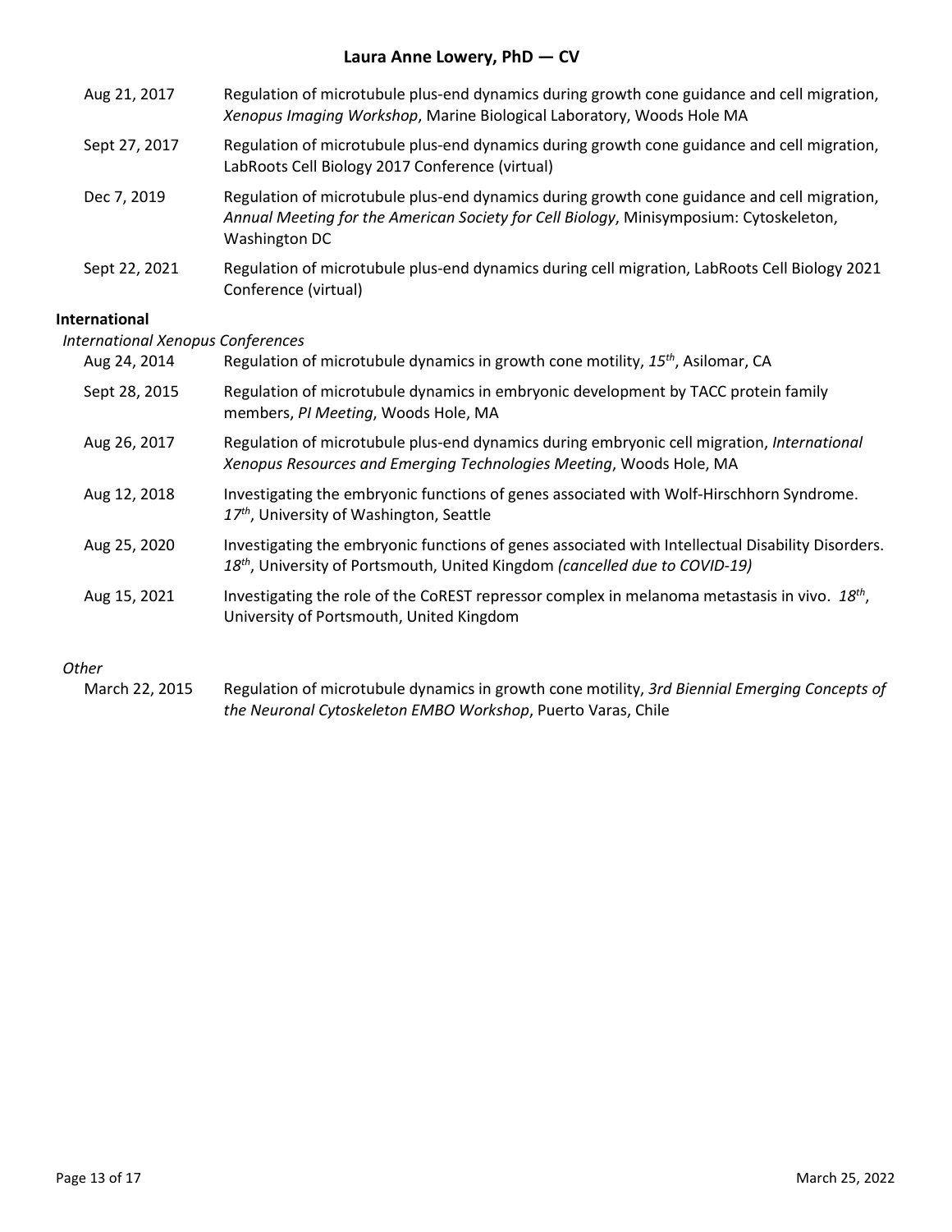Aug 21, 2017 — Regulation of microtubule plus-end dynamics during growth cone guidance and cell migration, *Xenopus Imaging Workshop*, Marine Biological Laboratory, Woods Hole MA

Sept 27, 2017 — Regulation of microtubule plus-end dynamics during growth cone guidance and cell migration, LabRoots Cell Biology 2017 Conference (virtual)

Dec 7, 2019 — Regulation of microtubule plus-end dynamics during growth cone guidance and cell migration, *Annual Meeting for the American Society for Cell Biology*, Minisymposium: Cytoskeleton, Washington DC

Sept 22, 2021 — Regulation of microtubule plus-end dynamics during cell migration, LabRoots Cell Biology 2021 Conference (virtual)

**International**

*International Xenopus Conferences*

Aug 24, 2014 — Regulation of microtubule dynamics in growth cone motility, *15th*, Asilomar, CA

Sept 28, 2015 — Regulation of microtubule dynamics in embryonic development by TACC protein family members, *PI Meeting*, Woods Hole, MA

Aug 26, 2017 — Regulation of microtubule plus-end dynamics during embryonic cell migration, *International Xenopus Resources and Emerging Technologies Meeting*, Woods Hole, MA

Aug 12, 2018 — Investigating the embryonic functions of genes associated with Wolf-Hirschhorn Syndrome. *17th*, University of Washington, Seattle

Aug 25, 2020 — Investigating the embryonic functions of genes associated with Intellectual Disability Disorders. *18th*, University of Portsmouth, United Kingdom *(cancelled due to COVID-19)*

Aug 15, 2021 — Investigating the role of the CoREST repressor complex in melanoma metastasis in vivo. *18th*, University of Portsmouth, United Kingdom

*Other*

March 22, 2015 — Regulation of microtubule dynamics in growth cone motility, *3rd Biennial Emerging Concepts of the Neuronal Cytoskeleton EMBO Workshop*, Puerto Varas, Chile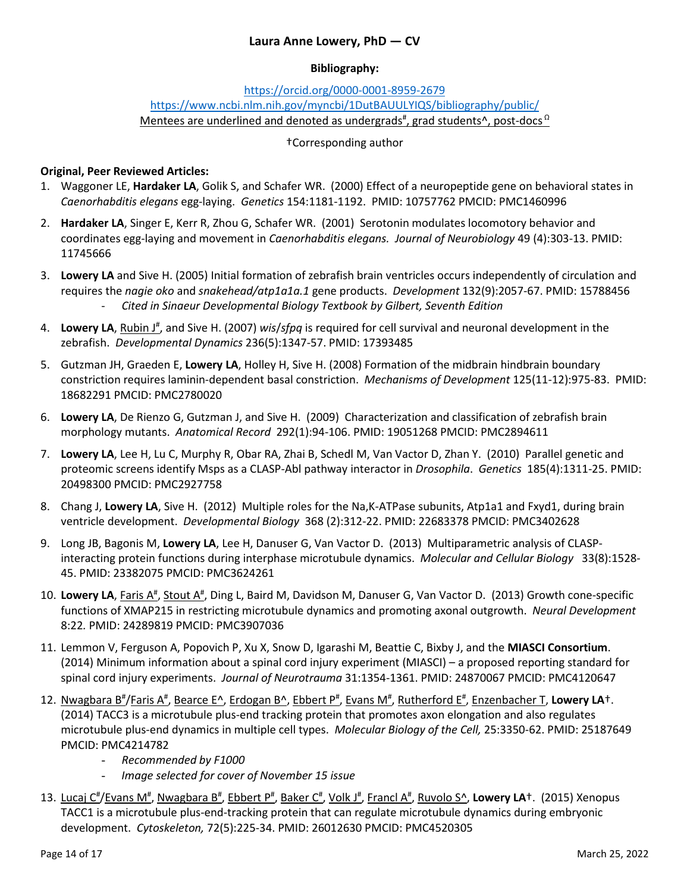**Laura Anne Lowery, PhD — CV**

**Bibliography:**

https://orcid.org/0000-0001-8959-2679
https://www.ncbi.nlm.nih.gov/myncbi/1DutBAUULYIQS/bibliography/public/
Mentees are underlined and denoted as undergrads#, grad students^, post-docs Ω

†Corresponding author

**Original, Peer Reviewed Articles:**

1. Waggoner LE, **Hardaker LA**, Golik S, and Schafer WR. (2000) Effect of a neuropeptide gene on behavioral states in *Caenorhabditis elegans* egg-laying. *Genetics* 154:1181-1192. PMID: 10757762 PMCID: PMC1460996
2. **Hardaker LA**, Singer E, Kerr R, Zhou G, Schafer WR. (2001) Serotonin modulates locomotory behavior and coordinates egg-laying and movement in *Caenorhabditis elegans. Journal of Neurobiology* 49 (4):303-13. PMID: 11745666
3. **Lowery LA** and Sive H. (2005) Initial formation of zebrafish brain ventricles occurs independently of circulation and requires the *nagie oko* and *snakehead/atp1a1a.1* gene products. *Development* 132(9):2057-67. PMID: 15788456
   - *Cited in Sinaeur Developmental Biology Textbook by Gilbert, Seventh Edition*
4. **Lowery LA**, Rubin J#, and Sive H. (2007) *wis*/*sfpq* is required for cell survival and neuronal development in the zebrafish. *Developmental Dynamics* 236(5):1347-57. PMID: 17393485
5. Gutzman JH, Graeden E, **Lowery LA**, Holley H, Sive H. (2008) Formation of the midbrain hindbrain boundary constriction requires laminin-dependent basal constriction. *Mechanisms of Development* 125(11-12):975-83. PMID: 18682291 PMCID: PMC2780020
6. **Lowery LA**, De Rienzo G, Gutzman J, and Sive H. (2009) Characterization and classification of zebrafish brain morphology mutants. *Anatomical Record* 292(1):94-106. PMID: 19051268 PMCID: PMC2894611
7. **Lowery LA**, Lee H, Lu C, Murphy R, Obar RA, Zhai B, Schedl M, Van Vactor D, Zhan Y. (2010) Parallel genetic and proteomic screens identify Msps as a CLASP-Abl pathway interactor in *Drosophila*. *Genetics* 185(4):1311-25. PMID: 20498300 PMCID: PMC2927758
8. Chang J, **Lowery LA**, Sive H. (2012) Multiple roles for the Na,K-ATPase subunits, Atp1a1 and Fxyd1, during brain ventricle development. *Developmental Biology* 368 (2):312-22. PMID: 22683378 PMCID: PMC3402628
9. Long JB, Bagonis M, **Lowery LA**, Lee H, Danuser G, Van Vactor D. (2013) Multiparametric analysis of CLASP-interacting protein functions during interphase microtubule dynamics. *Molecular and Cellular Biology* 33(8):1528-45. PMID: 23382075 PMCID: PMC3624261
10. **Lowery LA**, Faris A#, Stout A#, Ding L, Baird M, Davidson M, Danuser G, Van Vactor D. (2013) Growth cone-specific functions of XMAP215 in restricting microtubule dynamics and promoting axonal outgrowth. *Neural Development* 8:22. PMID: 24289819 PMCID: PMC3907036
11. Lemmon V, Ferguson A, Popovich P, Xu X, Snow D, Igarashi M, Beattie C, Bixby J, and the **MIASCI Consortium**. (2014) Minimum information about a spinal cord injury experiment (MIASCI) – a proposed reporting standard for spinal cord injury experiments. *Journal of Neurotrauma* 31:1354-1361. PMID: 24870067 PMCID: PMC4120647
12. Nwagbara B#/Faris A#, Bearce E^, Erdogan B^, Ebbert P#, Evans M#, Rutherford E#, Enzenbacher T, **Lowery LA**†. (2014) TACC3 is a microtubule plus-end tracking protein that promotes axon elongation and also regulates microtubule plus-end dynamics in multiple cell types. *Molecular Biology of the Cell,* 25:3350-62. PMID: 25187649 PMCID: PMC4214782
    - *Recommended by F1000*
    - *Image selected for cover of November 15 issue*
13. Lucaj C#/Evans M#, Nwagbara B#, Ebbert P#, Baker C#, Volk J#, Francl A#, Ruvolo S^, **Lowery LA**†. (2015) Xenopus TACC1 is a microtubule plus-end-tracking protein that can regulate microtubule dynamics during embryonic development. *Cytoskeleton,* 72(5):225-34. PMID: 26012630 PMCID: PMC4520305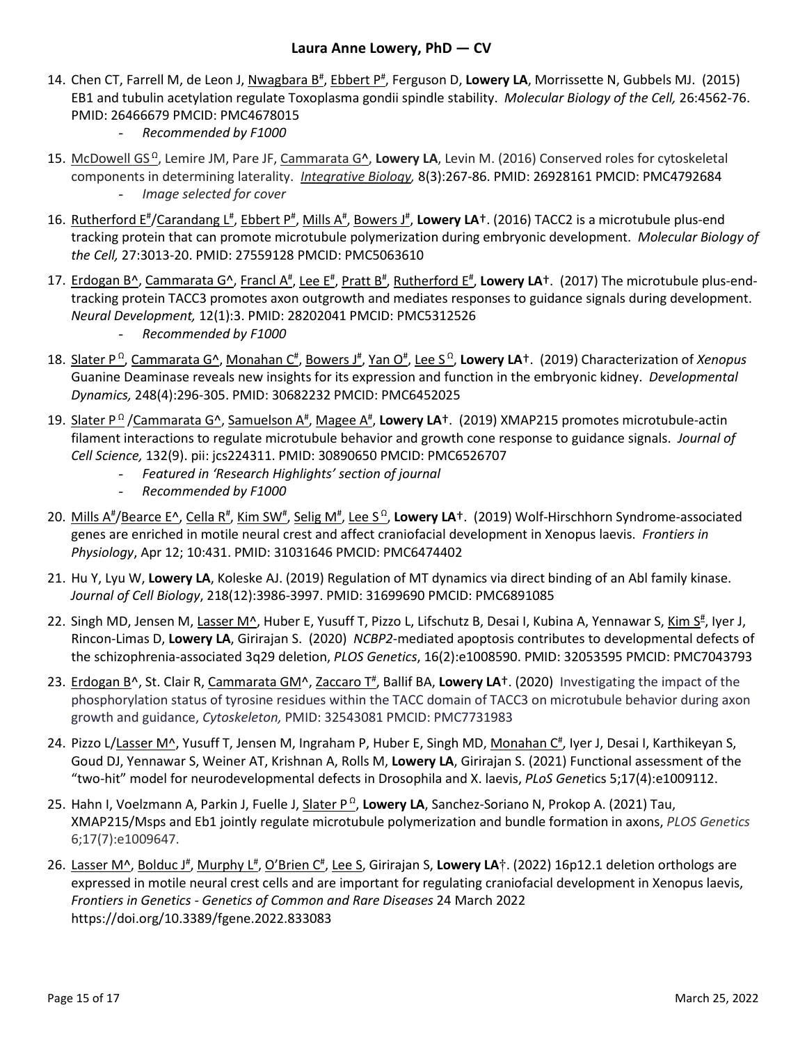14. Chen CT, Farrell M, de Leon J, Nwagbara B#, Ebbert P#, Ferguson D, **Lowery LA**, Morrissette N, Gubbels MJ. (2015) EB1 and tubulin acetylation regulate Toxoplasma gondii spindle stability. *Molecular Biology of the Cell,* 26:4562-76. PMID: 26466679 PMCID: PMC4678015
    - *Recommended by F1000*

15. McDowell GS Ω, Lemire JM, Pare JF, Cammarata G^, **Lowery LA**, Levin M. (2016) Conserved roles for cytoskeletal components in determining laterality. *Integrative Biology,* 8(3):267-86. PMID: 26928161 PMCID: PMC4792684
    - *Image selected for cover*

16. Rutherford E#/Carandang L#, Ebbert P#, Mills A#, Bowers J#, **Lowery LA**†. (2016) TACC2 is a microtubule plus-end tracking protein that can promote microtubule polymerization during embryonic development. *Molecular Biology of the Cell,* 27:3013-20. PMID: 27559128 PMCID: PMC5063610

17. Erdogan B^, Cammarata G^, Francl A#, Lee E#, Pratt B#, Rutherford E#, **Lowery LA**†. (2017) The microtubule plus-end-tracking protein TACC3 promotes axon outgrowth and mediates responses to guidance signals during development. *Neural Development,* 12(1):3. PMID: 28202041 PMCID: PMC5312526
    - *Recommended by F1000*

18. Slater P Ω, Cammarata G^, Monahan C#, Bowers J#, Yan O#, Lee S Ω, **Lowery LA**†. (2019) Characterization of *Xenopus* Guanine Deaminase reveals new insights for its expression and function in the embryonic kidney. *Developmental Dynamics,* 248(4):296-305. PMID: 30682232 PMCID: PMC6452025

19. Slater P Ω /Cammarata G^, Samuelson A#, Magee A#, **Lowery LA**†. (2019) XMAP215 promotes microtubule-actin filament interactions to regulate microtubule behavior and growth cone response to guidance signals. *Journal of Cell Science,* 132(9). pii: jcs224311. PMID: 30890650 PMCID: PMC6526707
    - *Featured in 'Research Highlights' section of journal*
    - *Recommended by F1000*

20. Mills A#/Bearce E^, Cella R#, Kim SW#, Selig M#, Lee S Ω, **Lowery LA**†. (2019) Wolf-Hirschhorn Syndrome-associated genes are enriched in motile neural crest and affect craniofacial development in Xenopus laevis. *Frontiers in Physiology*, Apr 12; 10:431. PMID: 31031646 PMCID: PMC6474402

21. Hu Y, Lyu W, **Lowery LA**, Koleske AJ. (2019) Regulation of MT dynamics via direct binding of an Abl family kinase. *Journal of Cell Biology*, 218(12):3986-3997. PMID: 31699690 PMCID: PMC6891085

22. Singh MD, Jensen M, Lasser M^, Huber E, Yusuff T, Pizzo L, Lifschutz B, Desai I, Kubina A, Yennawar S, Kim S#, Iyer J, Rincon-Limas D, **Lowery LA**, Girirajan S. (2020) *NCBP2*-mediated apoptosis contributes to developmental defects of the schizophrenia-associated 3q29 deletion, *PLOS Genetics*, 16(2):e1008590. PMID: 32053595 PMCID: PMC7043793

23. Erdogan B^, St. Clair R, Cammarata GM^, Zaccaro T#, Ballif BA, **Lowery LA**†. (2020) Investigating the impact of the phosphorylation status of tyrosine residues within the TACC domain of TACC3 on microtubule behavior during axon growth and guidance, *Cytoskeleton,* PMID: 32543081 PMCID: PMC7731983

24. Pizzo L/Lasser M^, Yusuff T, Jensen M, Ingraham P, Huber E, Singh MD, Monahan C#, Iyer J, Desai I, Karthikeyan S, Goud DJ, Yennawar S, Weiner AT, Krishnan A, Rolls M, **Lowery LA**, Girirajan S. (2021) Functional assessment of the "two-hit" model for neurodevelopmental defects in Drosophila and X. laevis, *PLoS Genet*ics 5;17(4):e1009112.

25. Hahn I, Voelzmann A, Parkin J, Fuelle J, Slater P Ω, **Lowery LA**, Sanchez-Soriano N, Prokop A. (2021) Tau, XMAP215/Msps and Eb1 jointly regulate microtubule polymerization and bundle formation in axons, *PLOS Genetics* 6;17(7):e1009647.

26. Lasser M^, Bolduc J#, Murphy L#, O'Brien C#, Lee S, Girirajan S, **Lowery LA**†. (2022) 16p12.1 deletion orthologs are expressed in motile neural crest cells and are important for regulating craniofacial development in Xenopus laevis, *Frontiers in Genetics - Genetics of Common and Rare Diseases* 24 March 2022 https://doi.org/10.3389/fgene.2022.833083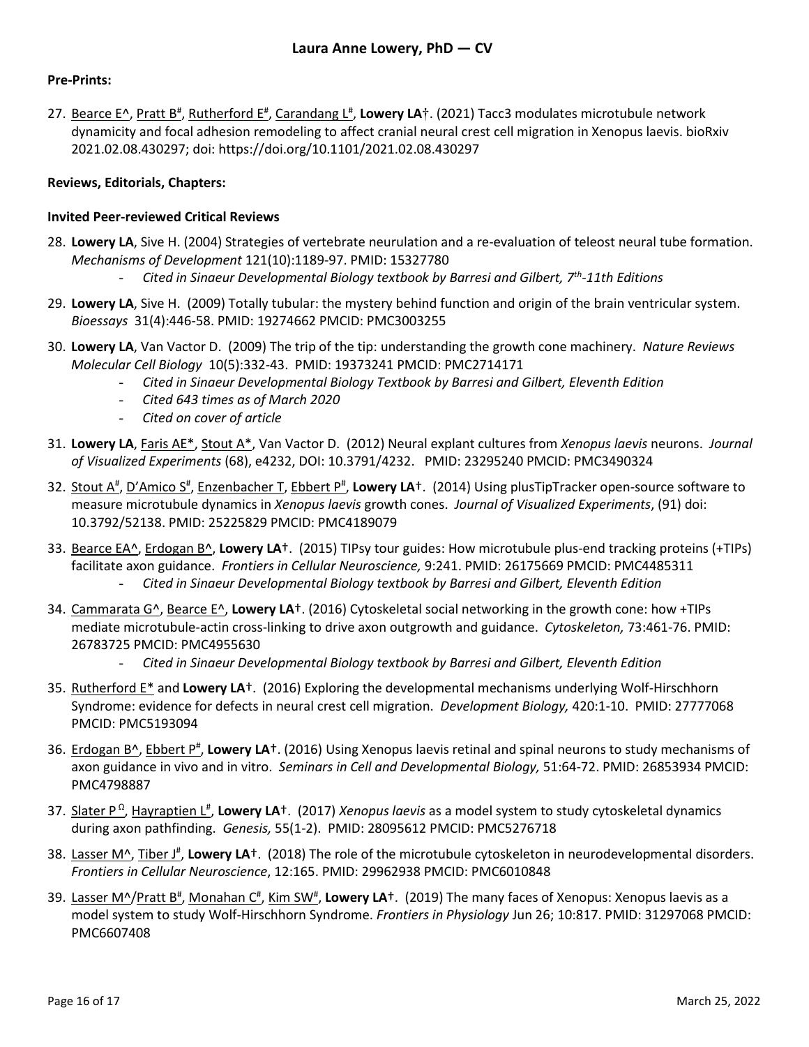**Pre-Prints:**

27. Bearce E^, Pratt B#, Rutherford E#, Carandang L#, **Lowery LA**†. (2021) Tacc3 modulates microtubule network dynamicity and focal adhesion remodeling to affect cranial neural crest cell migration in Xenopus laevis. bioRxiv 2021.02.08.430297; doi: https://doi.org/10.1101/2021.02.08.430297

**Reviews, Editorials, Chapters:**

**Invited Peer-reviewed Critical Reviews**

28. **Lowery LA**, Sive H. (2004) Strategies of vertebrate neurulation and a re-evaluation of teleost neural tube formation. *Mechanisms of Development* 121(10):1189-97. PMID: 15327780
    - *Cited in Sinaeur Developmental Biology textbook by Barresi and Gilbert, 7th-11th Editions*
29. **Lowery LA**, Sive H. (2009) Totally tubular: the mystery behind function and origin of the brain ventricular system. *Bioessays* 31(4):446-58. PMID: 19274662 PMCID: PMC3003255
30. **Lowery LA**, Van Vactor D. (2009) The trip of the tip: understanding the growth cone machinery. *Nature Reviews Molecular Cell Biology* 10(5):332-43. PMID: 19373241 PMCID: PMC2714171
    - *Cited in Sinaeur Developmental Biology Textbook by Barresi and Gilbert, Eleventh Edition*
    - *Cited 643 times as of March 2020*
    - *Cited on cover of article*
31. **Lowery LA**, Faris AE*, Stout A*, Van Vactor D. (2012) Neural explant cultures from *Xenopus laevis* neurons. *Journal of Visualized Experiments* (68), e4232, DOI: 10.3791/4232. PMID: 23295240 PMCID: PMC3490324
32. Stout A#, D'Amico S#, Enzenbacher T, Ebbert P#, **Lowery LA**†. (2014) Using plusTipTracker open-source software to measure microtubule dynamics in *Xenopus laevis* growth cones. *Journal of Visualized Experiments*, (91) doi: 10.3792/52138. PMID: 25225829 PMCID: PMC4189079
33. Bearce EA^, Erdogan B^, **Lowery LA**†. (2015) TIPsy tour guides: How microtubule plus-end tracking proteins (+TIPs) facilitate axon guidance. *Frontiers in Cellular Neuroscience,* 9:241. PMID: 26175669 PMCID: PMC4485311
    - *Cited in Sinaeur Developmental Biology textbook by Barresi and Gilbert, Eleventh Edition*
34. Cammarata G^, Bearce E^, **Lowery LA**†. (2016) Cytoskeletal social networking in the growth cone: how +TIPs mediate microtubule-actin cross-linking to drive axon outgrowth and guidance. *Cytoskeleton,* 73:461-76. PMID: 26783725 PMCID: PMC4955630
    - *Cited in Sinaeur Developmental Biology textbook by Barresi and Gilbert, Eleventh Edition*
35. Rutherford E* and **Lowery LA**†. (2016) Exploring the developmental mechanisms underlying Wolf-Hirschhorn Syndrome: evidence for defects in neural crest cell migration. *Development Biology,* 420:1-10. PMID: 27777068 PMCID: PMC5193094
36. Erdogan B^, Ebbert P#, **Lowery LA**†. (2016) Using Xenopus laevis retinal and spinal neurons to study mechanisms of axon guidance in vivo and in vitro. *Seminars in Cell and Developmental Biology,* 51:64-72. PMID: 26853934 PMCID: PMC4798887
37. Slater PΩ, Hayraptien L#, **Lowery LA**†. (2017) *Xenopus laevis* as a model system to study cytoskeletal dynamics during axon pathfinding. *Genesis,* 55(1-2). PMID: 28095612 PMCID: PMC5276718
38. Lasser M^, Tiber J#, **Lowery LA**†. (2018) The role of the microtubule cytoskeleton in neurodevelopmental disorders. *Frontiers in Cellular Neuroscience*, 12:165. PMID: 29962938 PMCID: PMC6010848
39. Lasser M^/Pratt B#, Monahan C#, Kim SW#, **Lowery LA**†. (2019) The many faces of Xenopus: Xenopus laevis as a model system to study Wolf-Hirschhorn Syndrome. *Frontiers in Physiology* Jun 26; 10:817. PMID: 31297068 PMCID: PMC6607408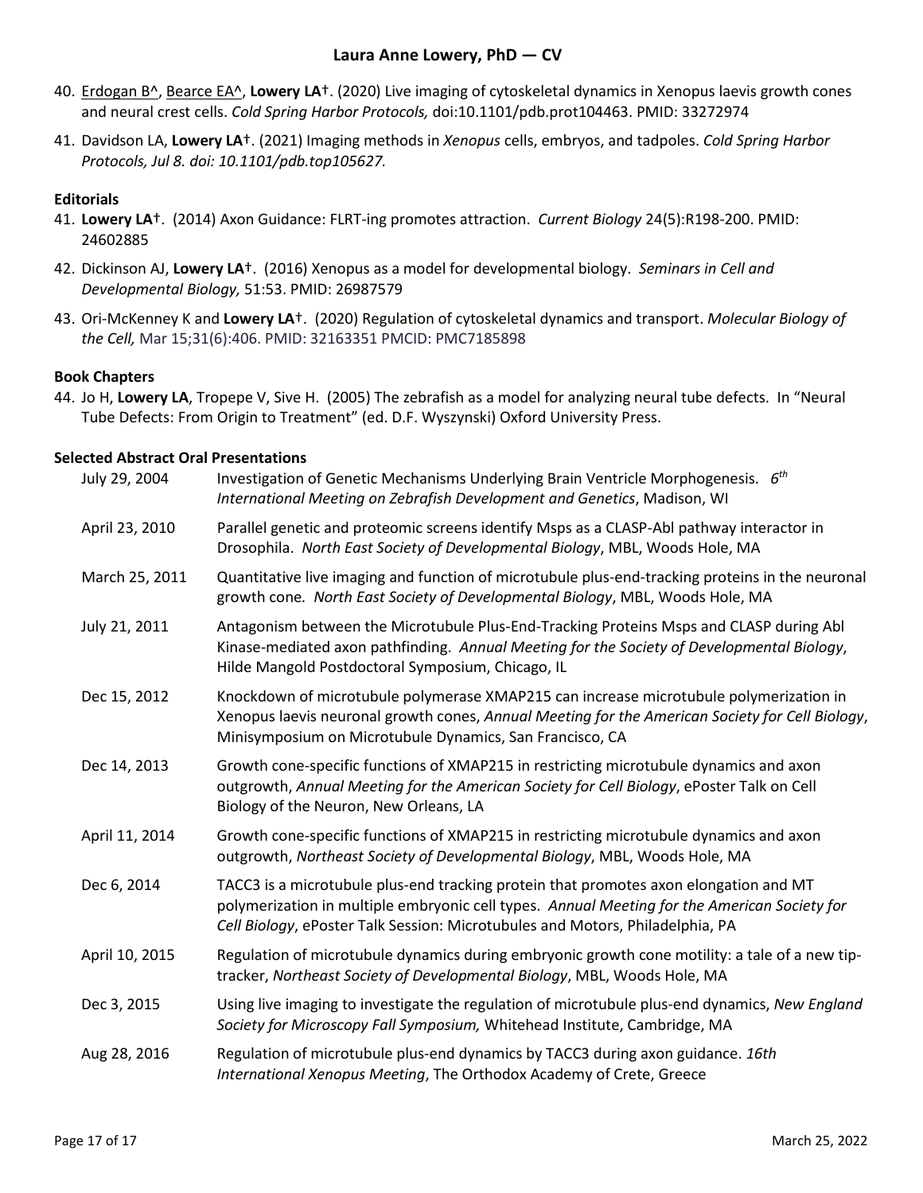40. Erdogan B^, Bearce EA^, **Lowery LA**†. (2020) Live imaging of cytoskeletal dynamics in Xenopus laevis growth cones and neural crest cells. *Cold Spring Harbor Protocols,* doi:10.1101/pdb.prot104463. PMID: 33272974

41. Davidson LA, **Lowery LA**†. (2021) Imaging methods in *Xenopus* cells, embryos, and tadpoles. *Cold Spring Harbor Protocols, Jul 8. doi: 10.1101/pdb.top105627.*

**Editorials**

41. **Lowery LA**†. (2014) Axon Guidance: FLRT-ing promotes attraction. *Current Biology* 24(5):R198-200. PMID: 24602885

42. Dickinson AJ, **Lowery LA**†. (2016) Xenopus as a model for developmental biology. *Seminars in Cell and Developmental Biology,* 51:53. PMID: 26987579

43. Ori-McKenney K and **Lowery LA**†. (2020) Regulation of cytoskeletal dynamics and transport. *Molecular Biology of the Cell,* Mar 15;31(6):406. PMID: 32163351 PMCID: PMC7185898

**Book Chapters**

44. Jo H, **Lowery LA**, Tropepe V, Sive H. (2005) The zebrafish as a model for analyzing neural tube defects. In "Neural Tube Defects: From Origin to Treatment" (ed. D.F. Wyszynski) Oxford University Press.

**Selected Abstract Oral Presentations**

| | |
|---|---|
| July 29, 2004 | Investigation of Genetic Mechanisms Underlying Brain Ventricle Morphogenesis. *6th International Meeting on Zebrafish Development and Genetics*, Madison, WI |
| April 23, 2010 | Parallel genetic and proteomic screens identify Msps as a CLASP-Abl pathway interactor in Drosophila. *North East Society of Developmental Biology*, MBL, Woods Hole, MA |
| March 25, 2011 | Quantitative live imaging and function of microtubule plus-end-tracking proteins in the neuronal growth cone. *North East Society of Developmental Biology*, MBL, Woods Hole, MA |
| July 21, 2011 | Antagonism between the Microtubule Plus-End-Tracking Proteins Msps and CLASP during Abl Kinase-mediated axon pathfinding. *Annual Meeting for the Society of Developmental Biology*, Hilde Mangold Postdoctoral Symposium, Chicago, IL |
| Dec 15, 2012 | Knockdown of microtubule polymerase XMAP215 can increase microtubule polymerization in Xenopus laevis neuronal growth cones, *Annual Meeting for the American Society for Cell Biology*, Minisymposium on Microtubule Dynamics, San Francisco, CA |
| Dec 14, 2013 | Growth cone-specific functions of XMAP215 in restricting microtubule dynamics and axon outgrowth, *Annual Meeting for the American Society for Cell Biology*, ePoster Talk on Cell Biology of the Neuron, New Orleans, LA |
| April 11, 2014 | Growth cone-specific functions of XMAP215 in restricting microtubule dynamics and axon outgrowth, *Northeast Society of Developmental Biology*, MBL, Woods Hole, MA |
| Dec 6, 2014 | TACC3 is a microtubule plus-end tracking protein that promotes axon elongation and MT polymerization in multiple embryonic cell types. *Annual Meeting for the American Society for Cell Biology*, ePoster Talk Session: Microtubules and Motors, Philadelphia, PA |
| April 10, 2015 | Regulation of microtubule dynamics during embryonic growth cone motility: a tale of a new tip-tracker, *Northeast Society of Developmental Biology*, MBL, Woods Hole, MA |
| Dec 3, 2015 | Using live imaging to investigate the regulation of microtubule plus-end dynamics, *New England Society for Microscopy Fall Symposium,* Whitehead Institute, Cambridge, MA |
| Aug 28, 2016 | Regulation of microtubule plus-end dynamics by TACC3 during axon guidance. *16th International Xenopus Meeting*, The Orthodox Academy of Crete, Greece |